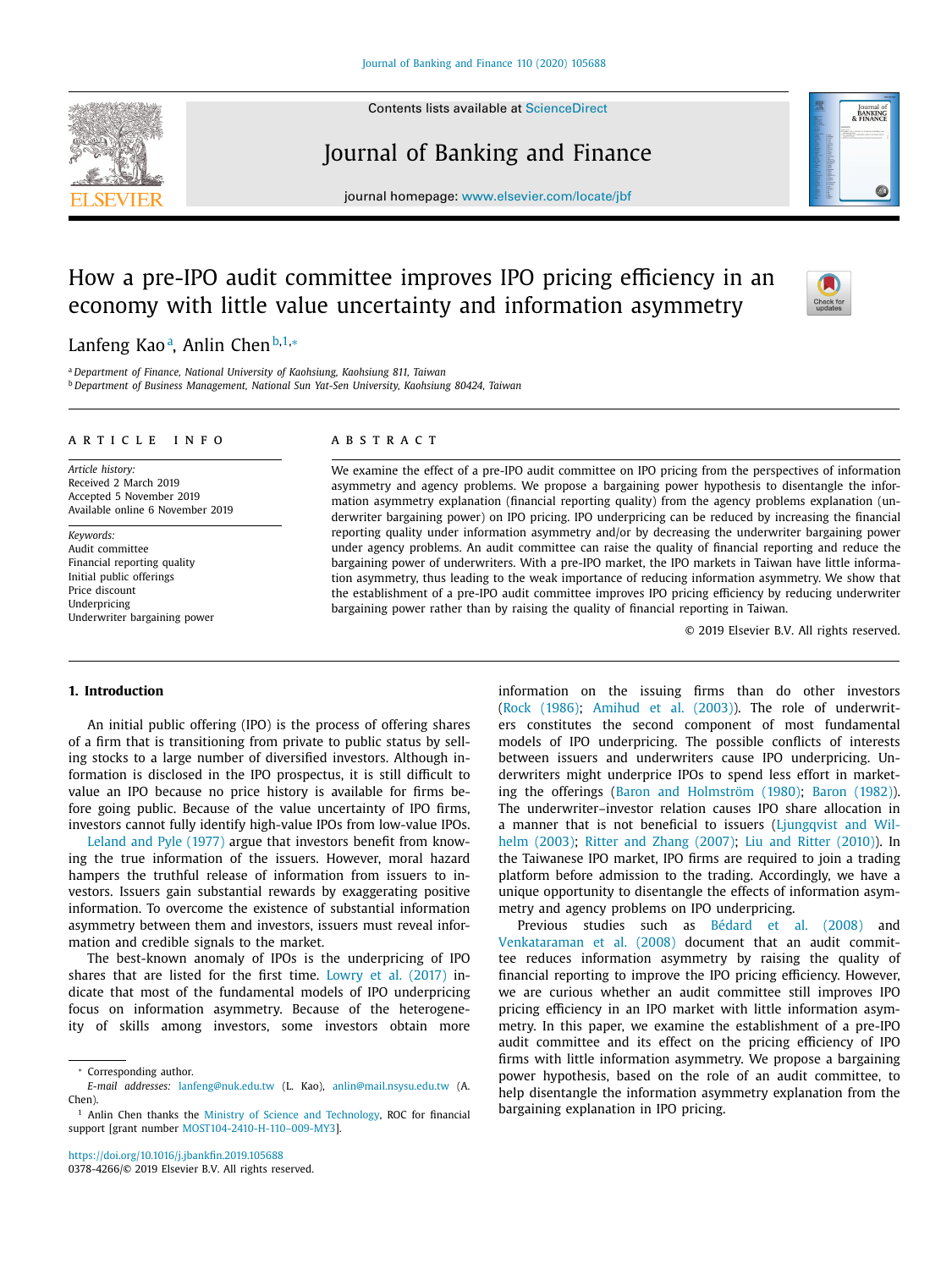# How a pre-IPO audit committee improves IPO pricing efficiency in an economy with little value uncertainty and information asymmetry

Lanfeng Kao[a], Anlin Chen[b,1,*]

[a] Department of Finance, National University of Kaohsiung, Kaohsiung 811, Taiwan
[b] Department of Business Management, National Sun Yat-Sen University, Kaohsiung 80424, Taiwan

## ARTICLE INFO

*Article history:*
Received 2 March 2019
Accepted 5 November 2019
Available online 6 November 2019

*Keywords:*
Audit committee
Financial reporting quality
Initial public offerings
Price discount
Underpricing
Underwriter bargaining power

## ABSTRACT

We examine the effect of a pre-IPO audit committee on IPO pricing from the perspectives of information asymmetry and agency problems. We propose a bargaining power hypothesis to disentangle the information asymmetry explanation (financial reporting quality) from the agency problems explanation (underwriter bargaining power) on IPO pricing. IPO underpricing can be reduced by increasing the financial reporting quality under information asymmetry and/or by decreasing the underwriter bargaining power under agency problems. An audit committee can raise the quality of financial reporting and reduce the bargaining power of underwriters. With a pre-IPO market, the IPO markets in Taiwan have little information asymmetry, thus leading to the weak importance of reducing information asymmetry. We show that the establishment of a pre-IPO audit committee improves IPO pricing efficiency by reducing underwriter bargaining power rather than by raising the quality of financial reporting in Taiwan.

© 2019 Elsevier B.V. All rights reserved.

## 1. Introduction

An initial public offering (IPO) is the process of offering shares of a firm that is transitioning from private to public status by selling stocks to a large number of diversified investors. Although information is disclosed in the IPO prospectus, it is still difficult to value an IPO because no price history is available for firms before going public. Because of the value uncertainty of IPO firms, investors cannot fully identify high-value IPOs from low-value IPOs. Leland and Pyle (1977) argue that investors benefit from knowing the true information of the issuers. However, moral hazard hampers the truthful release of information from issuers to investors. Issuers gain substantial rewards by exaggerating positive information. To overcome the existence of substantial information asymmetry between them and investors, issuers must reveal information and credible signals to the market.

The best-known anomaly of IPOs is the underpricing of IPO shares that are listed for the first time. Lowry et al. (2017) indicate that most of the fundamental models of IPO underpricing focus on information asymmetry. Because of the heterogeneity of skills among investors, some investors obtain more information on the issuing firms than do other investors (Rock (1986); Amihud et al. (2003)). The role of underwriters constitutes the second component of most fundamental models of IPO underpricing. The possible conflicts of interests between issuers and underwriters cause IPO underpricing. Underwriters might underprice IPOs to spend less effort in marketing the offerings (Baron and Holmström (1980); Baron (1982)). The underwriter–investor relation causes IPO share allocation in a manner that is not beneficial to issuers (Ljungqvist and Wilhelm (2003); Ritter and Zhang (2007); Liu and Ritter (2010)). In the Taiwanese IPO market, IPO firms are required to join a trading platform before admission to the trading. Accordingly, we have a unique opportunity to disentangle the effects of information asymmetry and agency problems on IPO underpricing.

Previous studies such as Bédard et al. (2008) and Venkataraman et al. (2008) document that an audit committee reduces information asymmetry by raising the quality of financial reporting to improve the IPO pricing efficiency. However, we are curious whether an audit committee still improves IPO pricing efficiency in an IPO market with little information asymmetry. In this paper, we examine the establishment of a pre-IPO audit committee and its effect on the pricing efficiency of IPO firms with little information asymmetry. We propose a bargaining power hypothesis, based on the role of an audit committee, to help disentangle the information asymmetry explanation from the bargaining explanation in IPO pricing.

---

* Corresponding author.
*E-mail addresses:* lanfeng@nuk.edu.tw (L. Kao), anlin@mail.nsysu.edu.tw (A. Chen).
[1] Anlin Chen thanks the Ministry of Science and Technology, ROC for financial support [grant number MOST104-2410-H-110-009-MY3].

https://doi.org/10.1016/j.jbankfin.2019.105688
0378-4266/© 2019 Elsevier B.V. All rights reserved.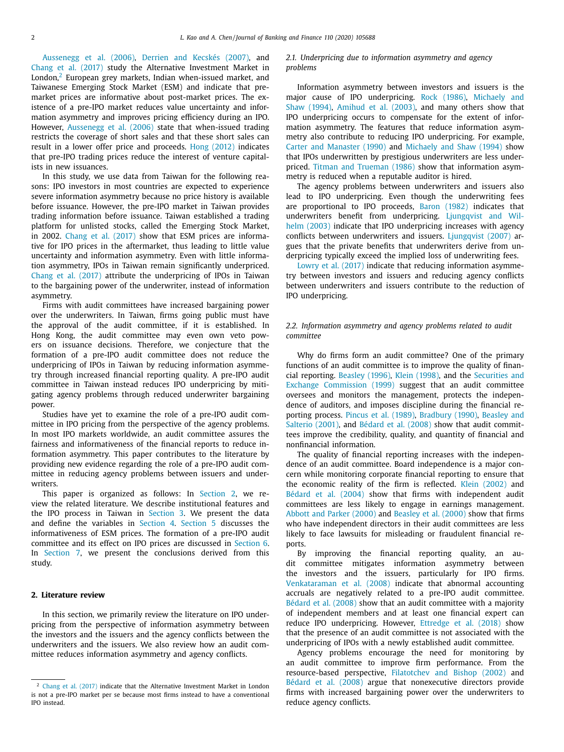Aussenegg et al. (2006), Derrien and Kecskés (2007), and Chang et al. (2017) study the Alternative Investment Market in London,[2] European grey markets, Indian when-issued market, and Taiwanese Emerging Stock Market (ESM) and indicate that pre-market prices are informative about post-market prices. The existence of a pre-IPO market reduces value uncertainty and information asymmetry and improves pricing efficiency during an IPO. However, Aussenegg et al. (2006) state that when-issued trading restricts the coverage of short sales and that these short sales can result in a lower offer price and proceeds. Hong (2012) indicates that pre-IPO trading prices reduce the interest of venture capitalists in new issuances.

In this study, we use data from Taiwan for the following reasons: IPO investors in most countries are expected to experience severe information asymmetry because no price history is available before issuance. However, the pre-IPO market in Taiwan provides trading information before issuance. Taiwan established a trading platform for unlisted stocks, called the Emerging Stock Market, in 2002. Chang et al. (2017) show that ESM prices are informative for IPO prices in the aftermarket, thus leading to little value uncertainty and information asymmetry. Even with little information asymmetry, IPOs in Taiwan remain significantly underpriced. Chang et al. (2017) attribute the underpricing of IPOs in Taiwan to the bargaining power of the underwriter, instead of information asymmetry.

Firms with audit committees have increased bargaining power over the underwriters. In Taiwan, firms going public must have the approval of the audit committee, if it is established. In Hong Kong, the audit committee may even own veto powers on issuance decisions. Therefore, we conjecture that the formation of a pre-IPO audit committee does not reduce the underpricing of IPOs in Taiwan by reducing information asymmetry through increased financial reporting quality. A pre-IPO audit committee in Taiwan instead reduces IPO underpricing by mitigating agency problems through reduced underwriter bargaining power.

Studies have yet to examine the role of a pre-IPO audit committee in IPO pricing from the perspective of the agency problems. In most IPO markets worldwide, an audit committee assures the fairness and informativeness of the financial reports to reduce information asymmetry. This paper contributes to the literature by providing new evidence regarding the role of a pre-IPO audit committee in reducing agency problems between issuers and underwriters.

This paper is organized as follows: In Section 2, we review the related literature. We describe institutional features and the IPO process in Taiwan in Section 3. We present the data and define the variables in Section 4. Section 5 discusses the informativeness of ESM prices. The formation of a pre-IPO audit committee and its effect on IPO prices are discussed in Section 6. In Section 7, we present the conclusions derived from this study.

## 2. Literature review

In this section, we primarily review the literature on IPO underpricing from the perspective of information asymmetry between the investors and the issuers and the agency conflicts between the underwriters and the issuers. We also review how an audit committee reduces information asymmetry and agency conflicts.

### 2.1. Underpricing due to information asymmetry and agency problems

Information asymmetry between investors and issuers is the major cause of IPO underpricing. Rock (1986), Michaely and Shaw (1994), Amihud et al. (2003), and many others show that IPO underpricing occurs to compensate for the extent of information asymmetry. The features that reduce information asymmetry also contribute to reducing IPO underpricing. For example, Carter and Manaster (1990) and Michaely and Shaw (1994) show that IPOs underwritten by prestigious underwriters are less underpriced. Titman and Trueman (1986) show that information asymmetry is reduced when a reputable auditor is hired.

The agency problems between underwriters and issuers also lead to IPO underpricing. Even though the underwriting fees are proportional to IPO proceeds, Baron (1982) indicates that underwriters benefit from underpricing. Ljungqvist and Wilhelm (2003) indicate that IPO underpricing increases with agency conflicts between underwriters and issuers. Ljungqvist (2007) argues that the private benefits that underwriters derive from underpricing typically exceed the implied loss of underwriting fees.

Lowry et al. (2017) indicate that reducing information asymmetry between investors and issuers and reducing agency conflicts between underwriters and issuers contribute to the reduction of IPO underpricing.

### 2.2. Information asymmetry and agency problems related to audit committee

Why do firms form an audit committee? One of the primary functions of an audit committee is to improve the quality of financial reporting. Beasley (1996), Klein (1998), and the Securities and Exchange Commission (1999) suggest that an audit committee oversees and monitors the management, protects the independence of auditors, and imposes discipline during the financial reporting process. Pincus et al. (1989), Bradbury (1990), Beasley and Salterio (2001), and Bédard et al. (2008) show that audit committees improve the credibility, quality, and quantity of financial and nonfinancial information.

The quality of financial reporting increases with the independence of an audit committee. Board independence is a major concern while monitoring corporate financial reporting to ensure that the economic reality of the firm is reflected. Klein (2002) and Bédard et al. (2004) show that firms with independent audit committees are less likely to engage in earnings management. Abbott and Parker (2000) and Beasley et al. (2000) show that firms who have independent directors in their audit committees are less likely to face lawsuits for misleading or fraudulent financial reports.

By improving the financial reporting quality, an audit committee mitigates information asymmetry between the investors and the issuers, particularly for IPO firms. Venkataraman et al. (2008) indicate that abnormal accounting accruals are negatively related to a pre-IPO audit committee. Bédard et al. (2008) show that an audit committee with a majority of independent members and at least one financial expert can reduce IPO underpricing. However, Ettredge et al. (2018) show that the presence of an audit committee is not associated with the underpricing of IPOs with a newly established audit committee.

Agency problems encourage the need for monitoring by an audit committee to improve firm performance. From the resource-based perspective, Filatotchev and Bishop (2002) and Bédard et al. (2008) argue that nonexecutive directors provide firms with increased bargaining power over the underwriters to reduce agency conflicts.

[2] Chang et al. (2017) indicate that the Alternative Investment Market in London is not a pre-IPO market per se because most firms instead to have a conventional IPO instead.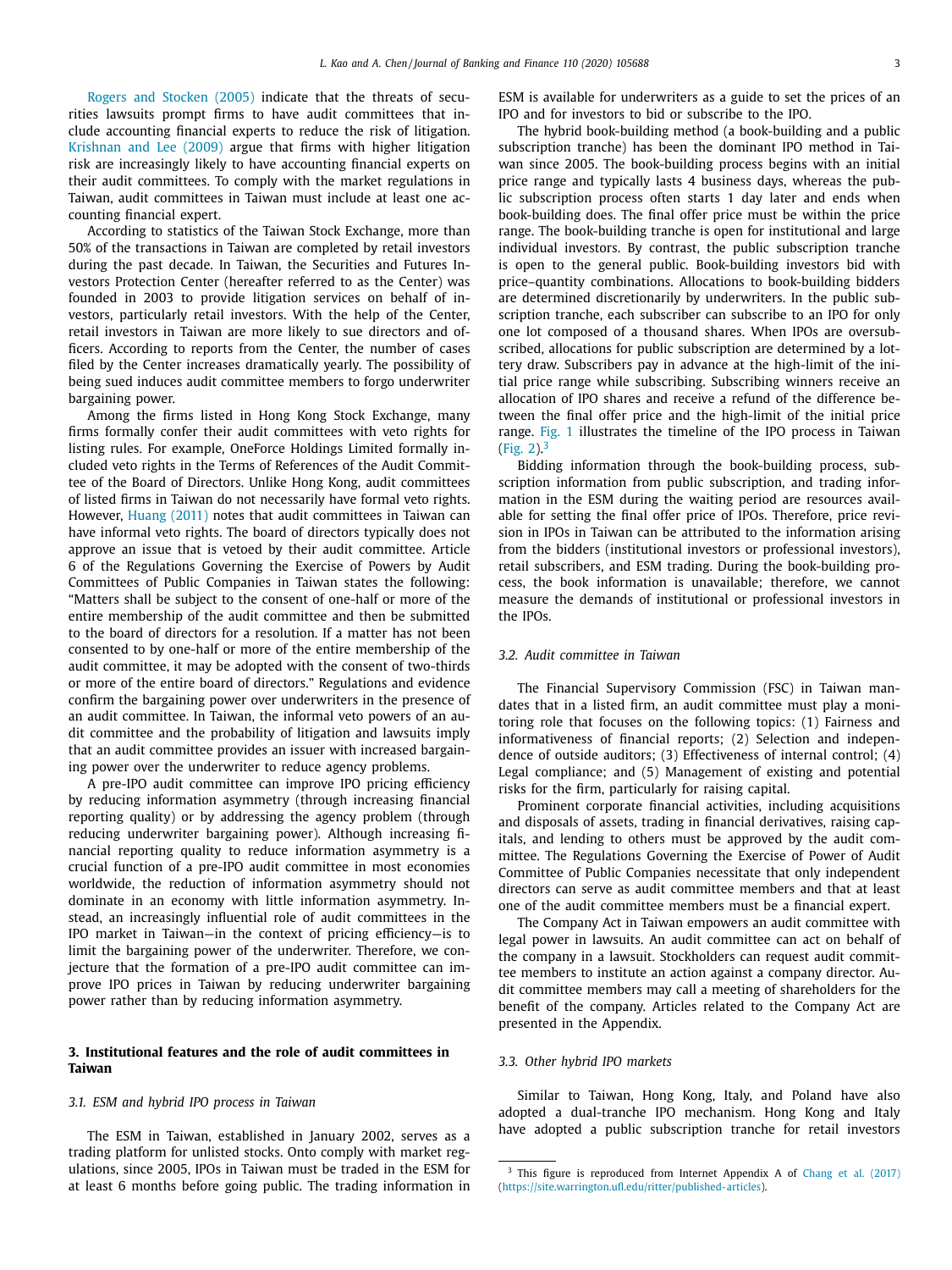Rogers and Stocken (2005) indicate that the threats of securities lawsuits prompt firms to have audit committees that include accounting financial experts to reduce the risk of litigation. Krishnan and Lee (2009) argue that firms with higher litigation risk are increasingly likely to have accounting financial experts on their audit committees. To comply with the market regulations in Taiwan, audit committees in Taiwan must include at least one accounting financial expert.

According to statistics of the Taiwan Stock Exchange, more than 50% of the transactions in Taiwan are completed by retail investors during the past decade. In Taiwan, the Securities and Futures Investors Protection Center (hereafter referred to as the Center) was founded in 2003 to provide litigation services on behalf of investors, particularly retail investors. With the help of the Center, retail investors in Taiwan are more likely to sue directors and officers. According to reports from the Center, the number of cases filed by the Center increases dramatically yearly. The possibility of being sued induces audit committee members to forgo underwriter bargaining power.

Among the firms listed in Hong Kong Stock Exchange, many firms formally confer their audit committees with veto rights for listing rules. For example, OneForce Holdings Limited formally included veto rights in the Terms of References of the Audit Committee of the Board of Directors. Unlike Hong Kong, audit committees of listed firms in Taiwan do not necessarily have formal veto rights. However, Huang (2011) notes that audit committees in Taiwan can have informal veto rights. The board of directors typically does not approve an issue that is vetoed by their audit committee. Article 6 of the Regulations Governing the Exercise of Powers by Audit Committees of Public Companies in Taiwan states the following: "Matters shall be subject to the consent of one-half or more of the entire membership of the audit committee and then be submitted to the board of directors for a resolution. If a matter has not been consented to by one-half or more of the entire membership of the audit committee, it may be adopted with the consent of two-thirds or more of the entire board of directors." Regulations and evidence confirm the bargaining power over underwriters in the presence of an audit committee. In Taiwan, the informal veto powers of an audit committee and the probability of litigation and lawsuits imply that an audit committee provides an issuer with increased bargaining power over the underwriter to reduce agency problems.

A pre-IPO audit committee can improve IPO pricing efficiency by reducing information asymmetry (through increasing financial reporting quality) or by addressing the agency problem (through reducing underwriter bargaining power). Although increasing financial reporting quality to reduce information asymmetry is a crucial function of a pre-IPO audit committee in most economies worldwide, the reduction of information asymmetry should not dominate in an economy with little information asymmetry. Instead, an increasingly influential role of audit committees in the IPO market in Taiwan—in the context of pricing efficiency—is to limit the bargaining power of the underwriter. Therefore, we conjecture that the formation of a pre-IPO audit committee can improve IPO prices in Taiwan by reducing underwriter bargaining power rather than by reducing information asymmetry.

## 3. Institutional features and the role of audit committees in Taiwan

### 3.1. ESM and hybrid IPO process in Taiwan

The ESM in Taiwan, established in January 2002, serves as a trading platform for unlisted stocks. Onto comply with market regulations, since 2005, IPOs in Taiwan must be traded in the ESM for at least 6 months before going public. The trading information in ESM is available for underwriters as a guide to set the prices of an IPO and for investors to bid or subscribe to the IPO.

The hybrid book-building method (a book-building and a public subscription tranche) has been the dominant IPO method in Taiwan since 2005. The book-building process begins with an initial price range and typically lasts 4 business days, whereas the public subscription process often starts 1 day later and ends when book-building does. The final offer price must be within the price range. The book-building tranche is open for institutional and large individual investors. By contrast, the public subscription tranche is open to the general public. Book-building investors bid with price–quantity combinations. Allocations to book-building bidders are determined discretionarily by underwriters. In the public subscription tranche, each subscriber can subscribe to an IPO for only one lot composed of a thousand shares. When IPOs are oversubscribed, allocations for public subscription are determined by a lottery draw. Subscribers pay in advance at the high-limit of the initial price range while subscribing. Subscribing winners receive an allocation of IPO shares and receive a refund of the difference between the final offer price and the high-limit of the initial price range. Fig. 1 illustrates the timeline of the IPO process in Taiwan (Fig. 2).[3]

Bidding information through the book-building process, subscription information from public subscription, and trading information in the ESM during the waiting period are resources available for setting the final offer price of IPOs. Therefore, price revision in IPOs in Taiwan can be attributed to the information arising from the bidders (institutional investors or professional investors), retail subscribers, and ESM trading. During the book-building process, the book information is unavailable; therefore, we cannot measure the demands of institutional or professional investors in the IPOs.

### 3.2. Audit committee in Taiwan

The Financial Supervisory Commission (FSC) in Taiwan mandates that in a listed firm, an audit committee must play a monitoring role that focuses on the following topics: (1) Fairness and informativeness of financial reports; (2) Selection and independence of outside auditors; (3) Effectiveness of internal control; (4) Legal compliance; and (5) Management of existing and potential risks for the firm, particularly for raising capital.

Prominent corporate financial activities, including acquisitions and disposals of assets, trading in financial derivatives, raising capitals, and lending to others must be approved by the audit committee. The Regulations Governing the Exercise of Power of Audit Committee of Public Companies necessitate that only independent directors can serve as audit committee members and that at least one of the audit committee members must be a financial expert.

The Company Act in Taiwan empowers an audit committee with legal power in lawsuits. An audit committee can act on behalf of the company in a lawsuit. Stockholders can request audit committee members to institute an action against a company director. Audit committee members may call a meeting of shareholders for the benefit of the company. Articles related to the Company Act are presented in the Appendix.

### 3.3. Other hybrid IPO markets

Similar to Taiwan, Hong Kong, Italy, and Poland have also adopted a dual-tranche IPO mechanism. Hong Kong and Italy have adopted a public subscription tranche for retail investors

---

[3] This figure is reproduced from Internet Appendix A of Chang et al. (2017) (https://site.warrington.ufl.edu/ritter/published-articles).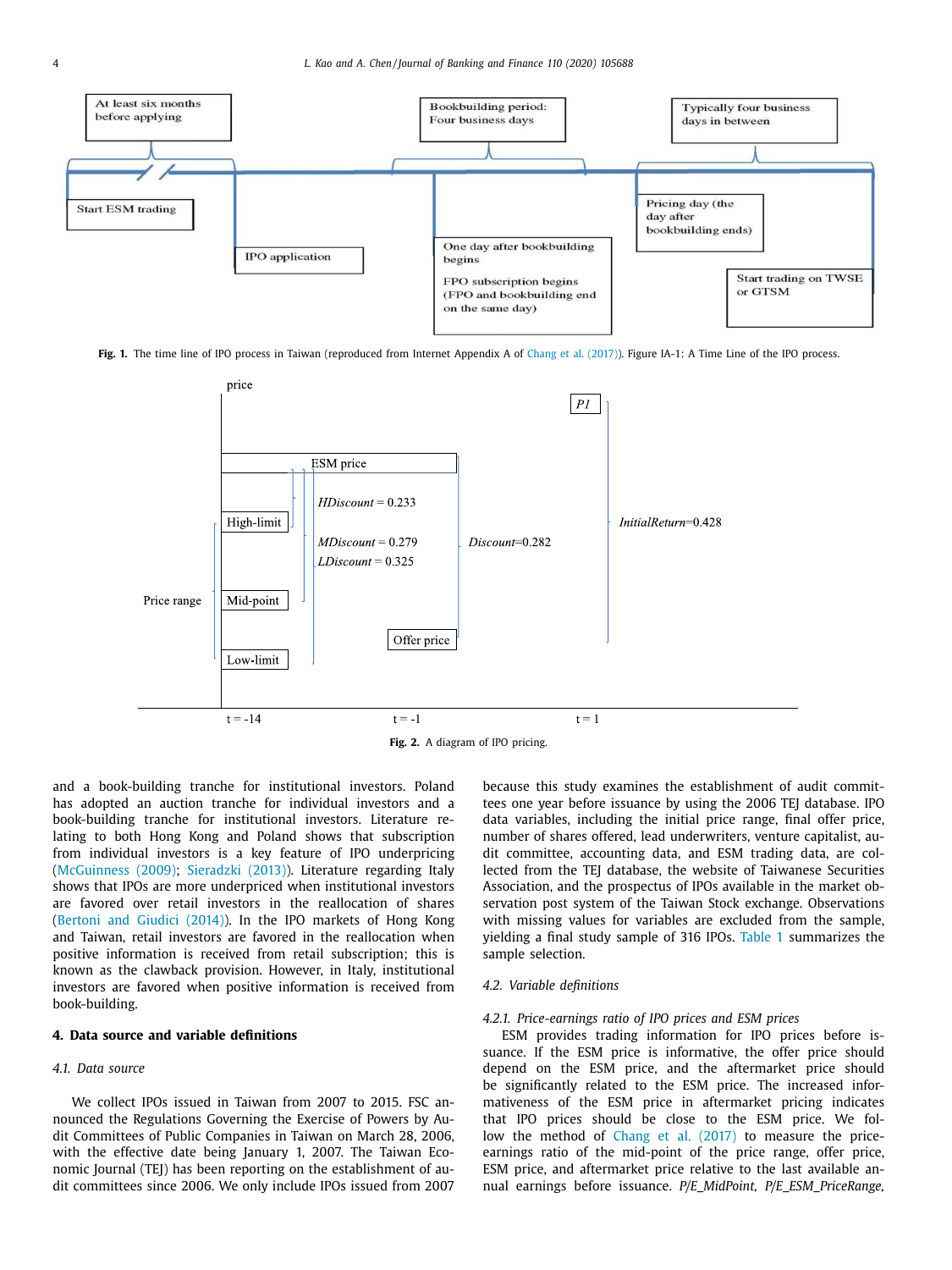At least six months before applying

Bookbuilding period: Four business days

Typically four business days in between

Start ESM trading

IPO application

One day after bookbuilding begins

FPO subscription begins (FPO and bookbuilding end on the same day)

Pricing day (the day after bookbuilding ends)

Start trading on TWSE or GTSM

**Fig. 1.** The time line of IPO process in Taiwan (reproduced from Internet Appendix A of Chang et al. (2017)). Figure IA-1: A Time Line of the IPO process.

price

ESM price

*HDiscount* = 0.233

High-limit

*MDiscount* = 0.279

*LDiscount* = 0.325

*Discount*=0.282

*P1*

*InitialReturn*=0.428

Price range

Mid-point

Offer price

Low-limit

t = -14 t = -1 t = 1

**Fig. 2.** A diagram of IPO pricing.

and a book-building tranche for institutional investors. Poland has adopted an auction tranche for individual investors and a book-building tranche for institutional investors. Literature relating to both Hong Kong and Poland shows that subscription from individual investors is a key feature of IPO underpricing (McGuinness (2009); Sieradzki (2013)). Literature regarding Italy shows that IPOs are more underpriced when institutional investors are favored over retail investors in the reallocation of shares (Bertoni and Giudici (2014)). In the IPO markets of Hong Kong and Taiwan, retail investors are favored in the reallocation when positive information is received from retail subscription; this is known as the clawback provision. However, in Italy, institutional investors are favored when positive information is received from book-building.

## 4. Data source and variable definitions

### 4.1. Data source

We collect IPOs issued in Taiwan from 2007 to 2015. FSC announced the Regulations Governing the Exercise of Powers by Audit Committees of Public Companies in Taiwan on March 28, 2006, with the effective date being January 1, 2007. The Taiwan Economic Journal (TEJ) has been reporting on the establishment of audit committees since 2006. We only include IPOs issued from 2007 because this study examines the establishment of audit committees one year before issuance by using the 2006 TEJ database. IPO data variables, including the initial price range, final offer price, number of shares offered, lead underwriters, venture capitalist, audit committee, accounting data, and ESM trading data, are collected from the TEJ database, the website of Taiwanese Securities Association, and the prospectus of IPOs available in the market observation post system of the Taiwan Stock exchange. Observations with missing values for variables are excluded from the sample, yielding a final study sample of 316 IPOs. Table 1 summarizes the sample selection.

### 4.2. Variable definitions

#### 4.2.1. Price-earnings ratio of IPO prices and ESM prices

ESM provides trading information for IPO prices before issuance. If the ESM price is informative, the offer price should depend on the ESM price, and the aftermarket price should be significantly related to the ESM price. The increased informativeness of the ESM price in aftermarket pricing indicates that IPO prices should be close to the ESM price. We follow the method of Chang et al. (2017) to measure the price-earnings ratio of the mid-point of the price range, offer price, ESM price, and aftermarket price relative to the last available annual earnings before issuance. *P/E_MidPoint*, *P/E_ESM_PriceRange*,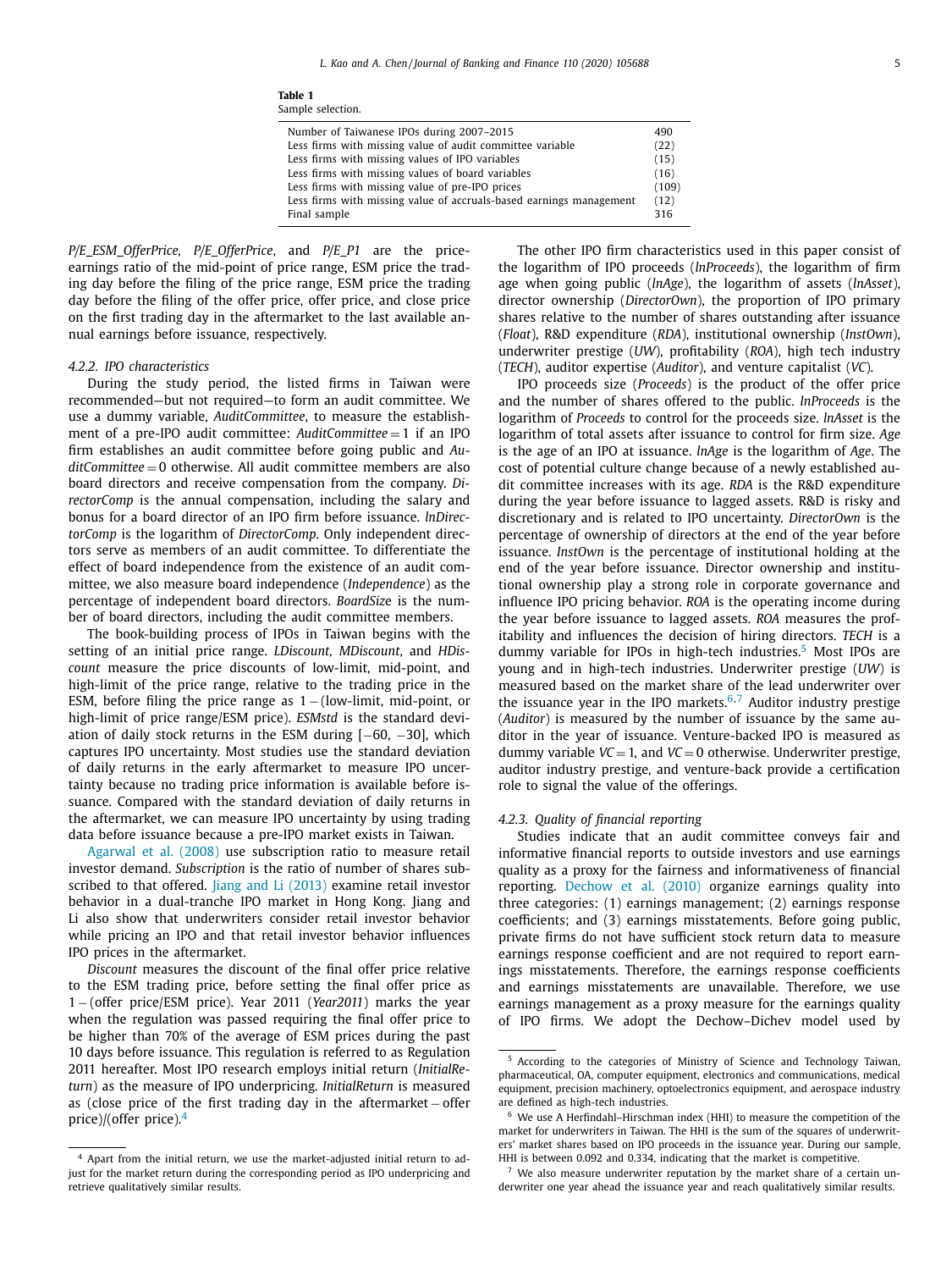**Table 1**
Sample selection.

| | |
|---|---|
| Number of Taiwanese IPOs during 2007–2015 | 490 |
| Less firms with missing value of audit committee variable | (22) |
| Less firms with missing values of IPO variables | (15) |
| Less firms with missing values of board variables | (16) |
| Less firms with missing value of pre-IPO prices | (109) |
| Less firms with missing value of accruals-based earnings management | (12) |
| Final sample | 316 |

*P/E_ESM_OfferPrice*, *P/E_OfferPrice*, and *P/E_P1* are the price-earnings ratio of the mid-point of price range, ESM price the trading day before the filing of the price range, ESM price the trading day before the filing of the offer price, offer price, and close price on the first trading day in the aftermarket to the last available annual earnings before issuance, respectively.

### 4.2.2. IPO characteristics

During the study period, the listed firms in Taiwan were recommended—but not required—to form an audit committee. We use a dummy variable, *AuditCommittee*, to measure the establishment of a pre-IPO audit committee: *AuditCommittee* = 1 if an IPO firm establishes an audit committee before going public and *AuditCommittee* = 0 otherwise. All audit committee members are also board directors and receive compensation from the company. *DirectorComp* is the annual compensation, including the salary and bonus for a board director of an IPO firm before issuance. *lnDirectorComp* is the logarithm of *DirectorComp*. Only independent directors serve as members of an audit committee. To differentiate the effect of board independence from the existence of an audit committee, we also measure board independence (*Independence*) as the percentage of independent board directors. *BoardSize* is the number of board directors, including the audit committee members.

The book-building process of IPOs in Taiwan begins with the setting of an initial price range. *LDiscount*, *MDiscount*, and *HDiscount* measure the price discounts of low-limit, mid-point, and high-limit of the price range, relative to the trading price in the ESM, before filing the price range as 1 − (low-limit, mid-point, or high-limit of price range/ESM price). *ESMstd* is the standard deviation of daily stock returns in the ESM during [−60, −30], which captures IPO uncertainty. Most studies use the standard deviation of daily returns in the early aftermarket to measure IPO uncertainty because no trading price information is available before issuance. Compared with the standard deviation of daily returns in the aftermarket, we can measure IPO uncertainty by using trading data before issuance because a pre-IPO market exists in Taiwan.

Agarwal et al. (2008) use subscription ratio to measure retail investor demand. *Subscription* is the ratio of number of shares subscribed to that offered. Jiang and Li (2013) examine retail investor behavior in a dual-tranche IPO market in Hong Kong. Jiang and Li also show that underwriters consider retail investor behavior while pricing an IPO and that retail investor behavior influences IPO prices in the aftermarket.

*Discount* measures the discount of the final offer price relative to the ESM trading price, before setting the final offer price as 1 − (offer price/ESM price). Year 2011 (*Year2011*) marks the year when the regulation was passed requiring the final offer price to be higher than 70% of the average of ESM prices during the past 10 days before issuance. This regulation is referred to as Regulation 2011 hereafter. Most IPO research employs initial return (*InitialReturn*) as the measure of IPO underpricing. *InitialReturn* is measured as (close price of the first trading day in the aftermarket − offer price)/(offer price).[4]

The other IPO firm characteristics used in this paper consist of the logarithm of IPO proceeds (*lnProceeds*), the logarithm of firm age when going public (*lnAge*), the logarithm of assets (*lnAsset*), director ownership (*DirectorOwn*), the proportion of IPO primary shares relative to the number of shares outstanding after issuance (*Float*), R&D expenditure (*RDA*), institutional ownership (*InstOwn*), underwriter prestige (*UW*), profitability (*ROA*), high tech industry (*TECH*), auditor expertise (*Auditor*), and venture capitalist (*VC*).

IPO proceeds size (*Proceeds*) is the product of the offer price and the number of shares offered to the public. *lnProceeds* is the logarithm of *Proceeds* to control for the proceeds size. *lnAsset* is the logarithm of total assets after issuance to control for firm size. *Age* is the age of an IPO at issuance. *lnAge* is the logarithm of *Age*. The cost of potential culture change because of a newly established audit committee increases with its age. *RDA* is the R&D expenditure during the year before issuance to lagged assets. R&D is risky and discretionary and is related to IPO uncertainty. *DirectorOwn* is the percentage of ownership of directors at the end of the year before issuance. *InstOwn* is the percentage of institutional holding at the end of the year before issuance. Director ownership and institutional ownership play a strong role in corporate governance and influence IPO pricing behavior. *ROA* is the operating income during the year before issuance to lagged assets. *ROA* measures the profitability and influences the decision of hiring directors. *TECH* is a dummy variable for IPOs in high-tech industries.[5] Most IPOs are young and in high-tech industries. Underwriter prestige (*UW*) is measured based on the market share of the lead underwriter over the issuance year in the IPO markets.[6,7] Auditor industry prestige (*Auditor*) is measured by the number of issuance by the same auditor in the year of issuance. Venture-backed IPO is measured as dummy variable *VC* = 1, and *VC* = 0 otherwise. Underwriter prestige, auditor industry prestige, and venture-back provide a certification role to signal the value of the offerings.

### 4.2.3. Quality of financial reporting

Studies indicate that an audit committee conveys fair and informative financial reports to outside investors and use earnings quality as a proxy for the fairness and informativeness of financial reporting. Dechow et al. (2010) organize earnings quality into three categories: (1) earnings management; (2) earnings response coefficients; and (3) earnings misstatements. Before going public, private firms do not have sufficient stock return data to measure earnings response coefficient and are not required to report earnings misstatements. Therefore, the earnings response coefficients and earnings misstatements are unavailable. Therefore, we use earnings management as a proxy measure for the earnings quality of IPO firms. We adopt the Dechow–Dichev model used by

[4] Apart from the initial return, we use the market-adjusted initial return to adjust for the market return during the corresponding period as IPO underpricing and retrieve qualitatively similar results.

[5] According to the categories of Ministry of Science and Technology Taiwan, pharmaceutical, OA, computer equipment, electronics and communications, medical equipment, precision machinery, optoelectronics equipment, and aerospace industry are defined as high-tech industries.

[6] We use A Herfindahl–Hirschman index (HHI) to measure the competition of the market for underwriters in Taiwan. The HHI is the sum of the squares of underwriters' market shares based on IPO proceeds in the issuance year. During our sample, HHI is between 0.092 and 0.334, indicating that the market is competitive.

[7] We also measure underwriter reputation by the market share of a certain underwriter one year ahead the issuance year and reach qualitatively similar results.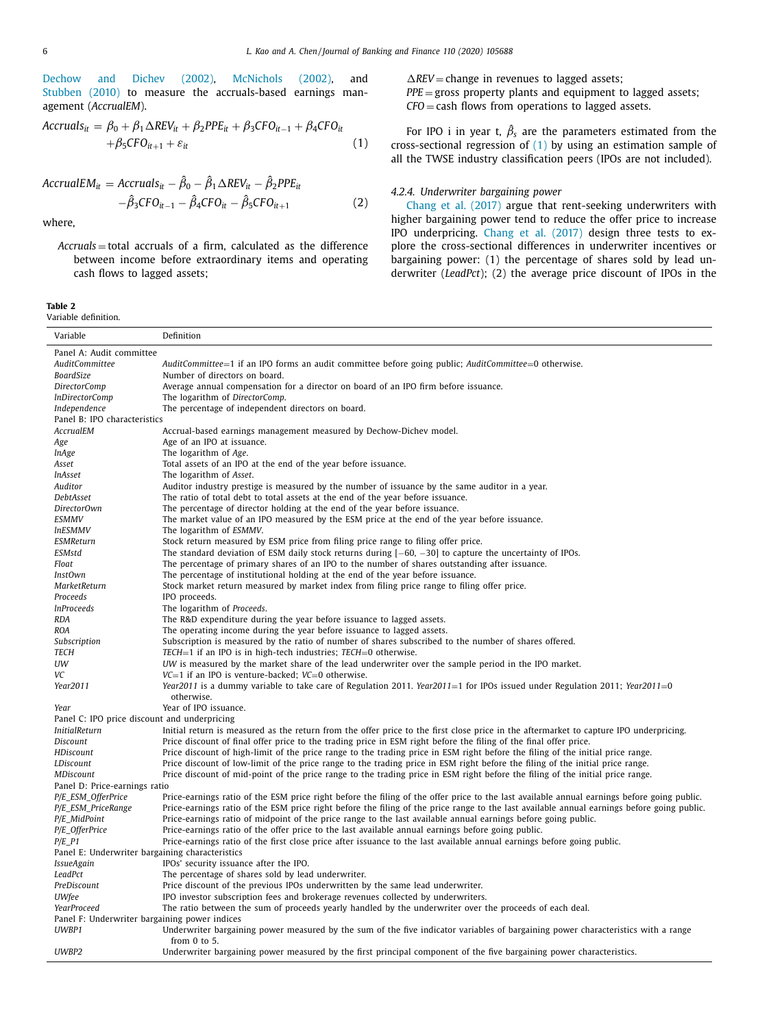Dechow and Dichev (2002), McNichols (2002), and Stubben (2010) to measure the accruals-based earnings management (*AccrualEM*).

$$Accruals_{it} = \beta_0 + \beta_1 \Delta REV_{it} + \beta_2 PPE_{it} + \beta_3 CFO_{it-1} + \beta_4 CFO_{it} + \beta_5 CFO_{it+1} + \varepsilon_{it} \quad (1)$$

$$AccrualEM_{it} = Accruals_{it} - \hat{\beta}_0 - \hat{\beta}_1 \Delta REV_{it} - \hat{\beta}_2 PPE_{it} - \hat{\beta}_3 CFO_{it-1} - \hat{\beta}_4 CFO_{it} - \hat{\beta}_5 CFO_{it+1} \quad (2)$$

where,

*Accruals* = total accruals of a firm, calculated as the difference between income before extraordinary items and operating cash flows to lagged assets;

$\Delta REV$ = change in revenues to lagged assets;

*PPE* = gross property plants and equipment to lagged assets;

*CFO* = cash flows from operations to lagged assets.

For IPO i in year t, $\hat{\beta}_s$ are the parameters estimated from the cross-sectional regression of (1) by using an estimation sample of all the TWSE industry classification peers (IPOs are not included).

#### 4.2.4. Underwriter bargaining power

Chang et al. (2017) argue that rent-seeking underwriters with higher bargaining power tend to reduce the offer price to increase IPO underpricing. Chang et al. (2017) design three tests to explore the cross-sectional differences in underwriter incentives or bargaining power: (1) the percentage of shares sold by lead underwriter (*LeadPct*); (2) the average price discount of IPOs in the

**Table 2**
Variable definition.

| Variable | Definition |
|---|---|
| Panel A: Audit committee | |
| *AuditCommittee* | *AuditCommittee*=1 if an IPO forms an audit committee before going public; *AuditCommittee*=0 otherwise. |
| *BoardSize* | Number of directors on board. |
| *DirectorComp* | Average annual compensation for a director on board of an IPO firm before issuance. |
| *lnDirectorComp* | The logarithm of *DirectorComp*. |
| *Independence* | The percentage of independent directors on board. |
| Panel B: IPO characteristics | |
| *AccrualEM* | Accrual-based earnings management measured by Dechow-Dichev model. |
| *Age* | Age of an IPO at issuance. |
| *lnAge* | The logarithm of *Age*. |
| *Asset* | Total assets of an IPO at the end of the year before issuance. |
| *lnAsset* | The logarithm of *Asset*. |
| *Auditor* | Auditor industry prestige is measured by the number of issuance by the same auditor in a year. |
| *DebtAsset* | The ratio of total debt to total assets at the end of the year before issuance. |
| *DirectorOwn* | The percentage of director holding at the end of the year before issuance. |
| *ESMMV* | The market value of an IPO measured by the ESM price at the end of the year before issuance. |
| *lnESMMV* | The logarithm of *ESMMV*. |
| *ESMReturn* | Stock return measured by ESM price from filing price range to filing offer price. |
| *ESMstd* | The standard deviation of ESM daily stock returns during [−60, −30] to capture the uncertainty of IPOs. |
| *Float* | The percentage of primary shares of an IPO to the number of shares outstanding after issuance. |
| *InstOwn* | The percentage of institutional holding at the end of the year before issuance. |
| *MarketReturn* | Stock market return measured by market index from filing price range to filing offer price. |
| *Proceeds* | IPO proceeds. |
| *lnProceeds* | The logarithm of *Proceeds*. |
| *RDA* | The R&D expenditure during the year before issuance to lagged assets. |
| *ROA* | The operating income during the year before issuance to lagged assets. |
| *Subscription* | Subscription is measured by the ratio of number of shares subscribed to the number of shares offered. |
| *TECH* | *TECH*=1 if an IPO is in high-tech industries; *TECH*=0 otherwise. |
| *UW* | *UW* is measured by the market share of the lead underwriter over the sample period in the IPO market. |
| *VC* | *VC*=1 if an IPO is venture-backed; *VC*=0 otherwise. |
| *Year2011* | *Year2011* is a dummy variable to take care of Regulation 2011. *Year2011*=1 for IPOs issued under Regulation 2011; *Year2011*=0 otherwise. |
| *Year* | Year of IPO issuance. |
| Panel C: IPO price discount and underpricing | |
| *InitialReturn* | Initial return is measured as the return from the offer price to the first close price in the aftermarket to capture IPO underpricing. |
| *Discount* | Price discount of final offer price to the trading price in ESM right before the filing of the final offer price. |
| *HDiscount* | Price discount of high-limit of the price range to the trading price in ESM right before the filing of the initial price range. |
| *LDiscount* | Price discount of low-limit of the price range to the trading price in ESM right before the filing of the initial price range. |
| *MDiscount* | Price discount of mid-point of the price range to the trading price in ESM right before the filing of the initial price range. |
| Panel D: Price-earnings ratio | |
| *P/E_ESM_OfferPrice* | Price-earnings ratio of the ESM price right before the filing of the offer price to the last available annual earnings before going public. |
| *P/E_ESM_PriceRange* | Price-earnings ratio of the ESM price right before the filing of the price range to the last available annual earnings before going public. |
| *P/E_MidPoint* | Price-earnings ratio of midpoint of the price range to the last available annual earnings before going public. |
| *P/E_OfferPrice* | Price-earnings ratio of the offer price to the last available annual earnings before going public. |
| *P/E_P1* | Price-earnings ratio of the first close price after issuance to the last available annual earnings before going public. |
| Panel E: Underwriter bargaining characteristics | |
| *IssueAgain* | IPOs' security issuance after the IPO. |
| *LeadPct* | The percentage of shares sold by lead underwriter. |
| *PreDiscount* | Price discount of the previous IPOs underwritten by the same lead underwriter. |
| *UWfee* | IPO investor subscription fees and brokerage revenues collected by underwriters. |
| *YearProceed* | The ratio between the sum of proceeds yearly handled by the underwriter over the proceeds of each deal. |
| Panel F: Underwriter bargaining power indices | |
| *UWBP1* | Underwriter bargaining power measured by the sum of the five indicator variables of bargaining power characteristics with a range from 0 to 5. |
| *UWBP2* | Underwriter bargaining power measured by the first principal component of the five bargaining power characteristics. |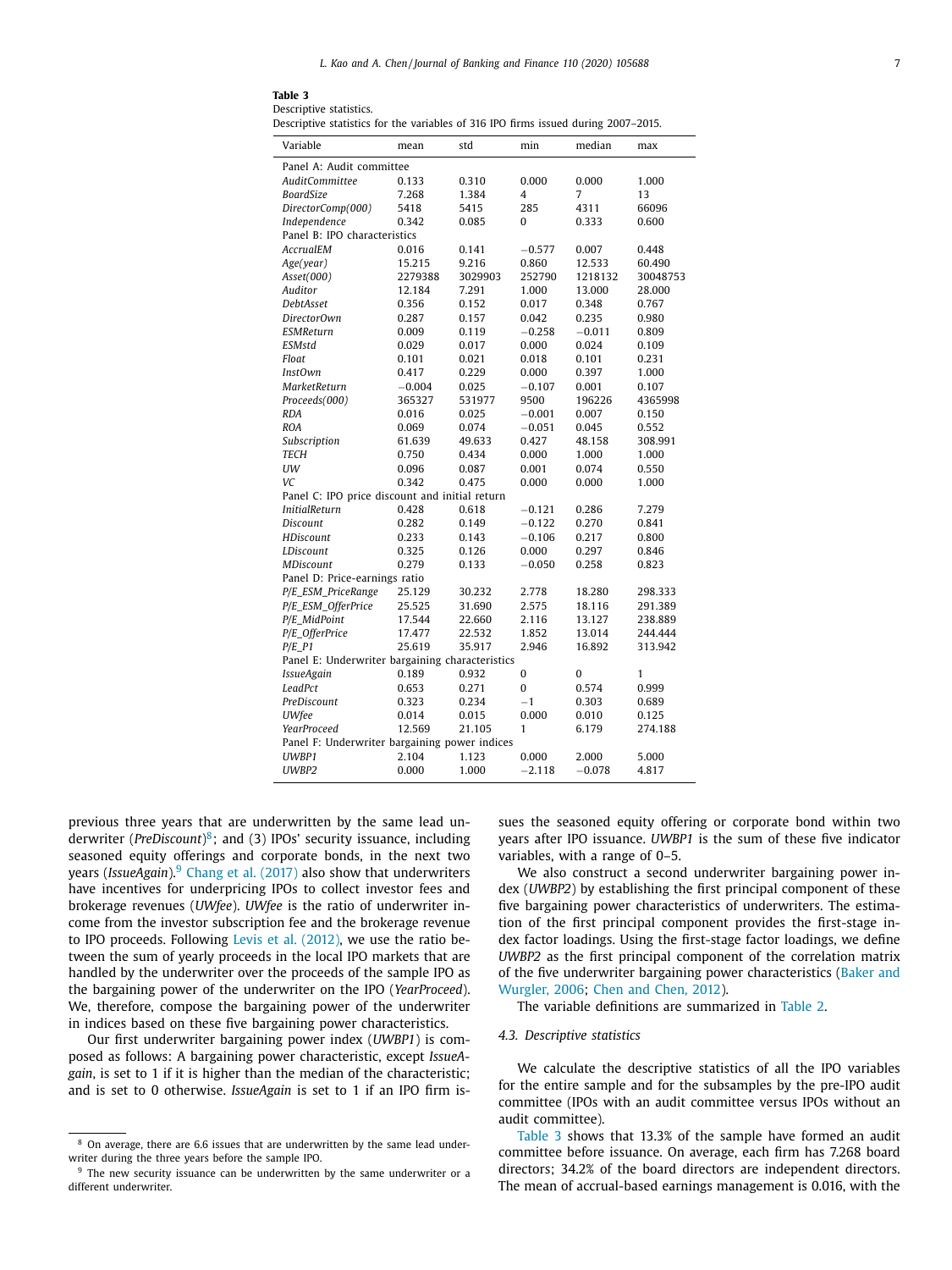**Table 3**
Descriptive statistics.
Descriptive statistics for the variables of 316 IPO firms issued during 2007–2015.

| Variable | mean | std | min | median | max |
|---|---|---|---|---|---|
| Panel A: Audit committee | | | | | |
| *AuditCommittee* | 0.133 | 0.310 | 0.000 | 0.000 | 1.000 |
| *BoardSize* | 7.268 | 1.384 | 4 | 7 | 13 |
| *DirectorComp(000)* | 5418 | 5415 | 285 | 4311 | 66096 |
| *Independence* | 0.342 | 0.085 | 0 | 0.333 | 0.600 |
| Panel B: IPO characteristics | | | | | |
| *AccrualEM* | 0.016 | 0.141 | −0.577 | 0.007 | 0.448 |
| *Age(year)* | 15.215 | 9.216 | 0.860 | 12.533 | 60.490 |
| *Asset(000)* | 2279388 | 3029903 | 252790 | 1218132 | 30048753 |
| *Auditor* | 12.184 | 7.291 | 1.000 | 13.000 | 28.000 |
| *DebtAsset* | 0.356 | 0.152 | 0.017 | 0.348 | 0.767 |
| *DirectorOwn* | 0.287 | 0.157 | 0.042 | 0.235 | 0.980 |
| *ESMReturn* | 0.009 | 0.119 | −0.258 | −0.011 | 0.809 |
| *ESMstd* | 0.029 | 0.017 | 0.000 | 0.024 | 0.109 |
| *Float* | 0.101 | 0.021 | 0.018 | 0.101 | 0.231 |
| *InstOwn* | 0.417 | 0.229 | 0.000 | 0.397 | 1.000 |
| *MarketReturn* | −0.004 | 0.025 | −0.107 | 0.001 | 0.107 |
| *Proceeds(000)* | 365327 | 531977 | 9500 | 196226 | 4365998 |
| *RDA* | 0.016 | 0.025 | −0.001 | 0.007 | 0.150 |
| *ROA* | 0.069 | 0.074 | −0.051 | 0.045 | 0.552 |
| *Subscription* | 61.639 | 49.633 | 0.427 | 48.158 | 308.991 |
| *TECH* | 0.750 | 0.434 | 0.000 | 1.000 | 1.000 |
| *UW* | 0.096 | 0.087 | 0.001 | 0.074 | 0.550 |
| *VC* | 0.342 | 0.475 | 0.000 | 0.000 | 1.000 |
| Panel C: IPO price discount and initial return | | | | | |
| *InitialReturn* | 0.428 | 0.618 | −0.121 | 0.286 | 7.279 |
| *Discount* | 0.282 | 0.149 | −0.122 | 0.270 | 0.841 |
| *HDiscount* | 0.233 | 0.143 | −0.106 | 0.217 | 0.800 |
| *LDiscount* | 0.325 | 0.126 | 0.000 | 0.297 | 0.846 |
| *MDiscount* | 0.279 | 0.133 | −0.050 | 0.258 | 0.823 |
| Panel D: Price-earnings ratio | | | | | |
| *P/E_ESM_PriceRange* | 25.129 | 30.232 | 2.778 | 18.280 | 298.333 |
| *P/E_ESM_OfferPrice* | 25.525 | 31.690 | 2.575 | 18.116 | 291.389 |
| *P/E_MidPoint* | 17.544 | 22.660 | 2.116 | 13.127 | 238.889 |
| *P/E_OfferPrice* | 17.477 | 22.532 | 1.852 | 13.014 | 244.444 |
| *P/E_P1* | 25.619 | 35.917 | 2.946 | 16.892 | 313.942 |
| Panel E: Underwriter bargaining characteristics | | | | | |
| *IssueAgain* | 0.189 | 0.932 | 0 | 0 | 1 |
| *LeadPct* | 0.653 | 0.271 | 0 | 0.574 | 0.999 |
| *PreDiscount* | 0.323 | 0.234 | −1 | 0.303 | 0.689 |
| *UWfee* | 0.014 | 0.015 | 0.000 | 0.010 | 0.125 |
| *YearProceed* | 12.569 | 21.105 | 1 | 6.179 | 274.188 |
| Panel F: Underwriter bargaining power indices | | | | | |
| *UWBP1* | 2.104 | 1.123 | 0.000 | 2.000 | 5.000 |
| *UWBP2* | 0.000 | 1.000 | −2.118 | −0.078 | 4.817 |

previous three years that are underwritten by the same lead underwriter (*PreDiscount*)[8]; and (3) IPOs' security issuance, including seasoned equity offerings and corporate bonds, in the next two years (*IssueAgain*).[9] Chang et al. (2017) also show that underwriters have incentives for underpricing IPOs to collect investor fees and brokerage revenues (*UWfee*). *UWfee* is the ratio of underwriter income from the investor subscription fee and the brokerage revenue to IPO proceeds. Following Levis et al. (2012), we use the ratio between the sum of yearly proceeds in the local IPO markets that are handled by the underwriter over the proceeds of the sample IPO as the bargaining power of the underwriter on the IPO (*YearProceed*). We, therefore, compose the bargaining power of the underwriter in indices based on these five bargaining power characteristics.

Our first underwriter bargaining power index (*UWBP1*) is composed as follows: A bargaining power characteristic, except *IssueAgain*, is set to 1 if it is higher than the median of the characteristic; and is set to 0 otherwise. *IssueAgain* is set to 1 if an IPO firm issues the seasoned equity offering or corporate bond within two years after IPO issuance. *UWBP1* is the sum of these five indicator variables, with a range of 0–5.

We also construct a second underwriter bargaining power index (*UWBP2*) by establishing the first principal component of these five bargaining power characteristics of underwriters. The estimation of the first principal component provides the first-stage index factor loadings. Using the first-stage factor loadings, we define *UWBP2* as the first principal component of the correlation matrix of the five underwriter bargaining power characteristics (Baker and Wurgler, 2006; Chen and Chen, 2012).

The variable definitions are summarized in Table 2.

### 4.3. Descriptive statistics

We calculate the descriptive statistics of all the IPO variables for the entire sample and for the subsamples by the pre-IPO audit committee (IPOs with an audit committee versus IPOs without an audit committee).

Table 3 shows that 13.3% of the sample have formed an audit committee before issuance. On average, each firm has 7.268 board directors; 34.2% of the board directors are independent directors. The mean of accrual-based earnings management is 0.016, with the

[8] On average, there are 6.6 issues that are underwritten by the same lead underwriter during the three years before the sample IPO.

[9] The new security issuance can be underwritten by the same underwriter or a different underwriter.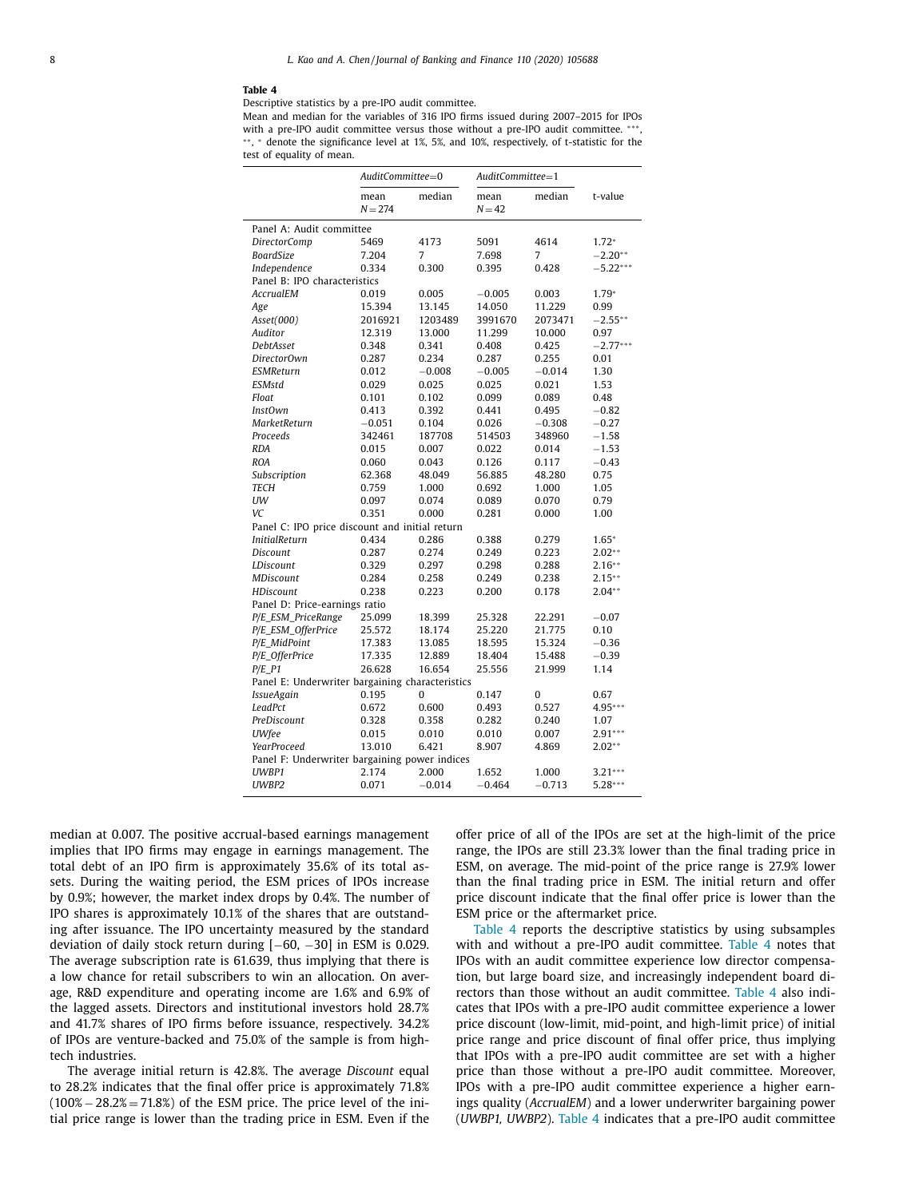**Table 4**

Descriptive statistics by a pre-IPO audit committee.

Mean and median for the variables of 316 IPO firms issued during 2007–2015 for IPOs with a pre-IPO audit committee versus those without a pre-IPO audit committee. ***, **, * denote the significance level at 1%, 5%, and 10%, respectively, of t-statistic for the test of equality of mean.

| | *AuditCommittee*=0 | | *AuditCommittee*=1 | | |
|---|---|---|---|---|---|
| | mean $N=274$ | median | mean $N=42$ | median | t-value |
| Panel A: Audit committee | | | | | |
| *DirectorComp* | 5469 | 4173 | 5091 | 4614 | 1.72* |
| *BoardSize* | 7.204 | 7 | 7.698 | 7 | −2.20** |
| *Independence* | 0.334 | 0.300 | 0.395 | 0.428 | −5.22*** |
| Panel B: IPO characteristics | | | | | |
| *AccrualEM* | 0.019 | 0.005 | −0.005 | 0.003 | 1.79* |
| *Age* | 15.394 | 13.145 | 14.050 | 11.229 | 0.99 |
| *Asset(000)* | 2016921 | 1203489 | 3991670 | 2073471 | −2.55** |
| *Auditor* | 12.319 | 13.000 | 11.299 | 10.000 | 0.97 |
| *DebtAsset* | 0.348 | 0.341 | 0.408 | 0.425 | −2.77*** |
| *DirectorOwn* | 0.287 | 0.234 | 0.287 | 0.255 | 0.01 |
| *ESMReturn* | 0.012 | −0.008 | −0.005 | −0.014 | 1.30 |
| *ESMstd* | 0.029 | 0.025 | 0.025 | 0.021 | 1.53 |
| *Float* | 0.101 | 0.102 | 0.099 | 0.089 | 0.48 |
| *InstOwn* | 0.413 | 0.392 | 0.441 | 0.495 | −0.82 |
| *MarketReturn* | −0.051 | 0.104 | 0.026 | −0.308 | −0.27 |
| *Proceeds* | 342461 | 187708 | 514503 | 348960 | −1.58 |
| *RDA* | 0.015 | 0.007 | 0.022 | 0.014 | −1.53 |
| *ROA* | 0.060 | 0.043 | 0.126 | 0.117 | −0.43 |
| *Subscription* | 62.368 | 48.049 | 56.885 | 48.280 | 0.75 |
| *TECH* | 0.759 | 1.000 | 0.692 | 1.000 | 1.05 |
| *UW* | 0.097 | 0.074 | 0.089 | 0.070 | 0.79 |
| *VC* | 0.351 | 0.000 | 0.281 | 0.000 | 1.00 |
| Panel C: IPO price discount and initial return | | | | | |
| *InitialReturn* | 0.434 | 0.286 | 0.388 | 0.279 | 1.65* |
| *Discount* | 0.287 | 0.274 | 0.249 | 0.223 | 2.02** |
| *LDiscount* | 0.329 | 0.297 | 0.298 | 0.288 | 2.16** |
| *MDiscount* | 0.284 | 0.258 | 0.249 | 0.238 | 2.15** |
| *HDiscount* | 0.238 | 0.223 | 0.200 | 0.178 | 2.04** |
| Panel D: Price-earnings ratio | | | | | |
| *P/E_ESM_PriceRange* | 25.099 | 18.399 | 25.328 | 22.291 | −0.07 |
| *P/E_ESM_OfferPrice* | 25.572 | 18.174 | 25.220 | 21.775 | 0.10 |
| *P/E_MidPoint* | 17.383 | 13.085 | 18.595 | 15.324 | −0.36 |
| *P/E_OfferPrice* | 17.335 | 12.889 | 18.404 | 15.488 | −0.39 |
| *P/E_P1* | 26.628 | 16.654 | 25.556 | 21.999 | 1.14 |
| Panel E: Underwriter bargaining characteristics | | | | | |
| *IssueAgain* | 0.195 | 0 | 0.147 | 0 | 0.67 |
| *LeadPct* | 0.672 | 0.600 | 0.493 | 0.527 | 4.95*** |
| *PreDiscount* | 0.328 | 0.358 | 0.282 | 0.240 | 1.07 |
| *UWfee* | 0.015 | 0.010 | 0.010 | 0.007 | 2.91*** |
| *YearProceed* | 13.010 | 6.421 | 8.907 | 4.869 | 2.02** |
| Panel F: Underwriter bargaining power indices | | | | | |
| *UWBP1* | 2.174 | 2.000 | 1.652 | 1.000 | 3.21*** |
| *UWBP2* | 0.071 | −0.014 | −0.464 | −0.713 | 5.28*** |

median at 0.007. The positive accrual-based earnings management implies that IPO firms may engage in earnings management. The total debt of an IPO firm is approximately 35.6% of its total assets. During the waiting period, the ESM prices of IPOs increase by 0.9%; however, the market index drops by 0.4%. The number of IPO shares is approximately 10.1% of the shares that are outstanding after issuance. The IPO uncertainty measured by the standard deviation of daily stock return during [−60, −30] in ESM is 0.029. The average subscription rate is 61.639, thus implying that there is a low chance for retail subscribers to win an allocation. On average, R&D expenditure and operating income are 1.6% and 6.9% of the lagged assets. Directors and institutional investors hold 28.7% and 41.7% shares of IPO firms before issuance, respectively. 34.2% of IPOs are venture-backed and 75.0% of the sample is from high-tech industries.

The average initial return is 42.8%. The average *Discount* equal to 28.2% indicates that the final offer price is approximately 71.8% (100% − 28.2% = 71.8%) of the ESM price. The price level of the initial price range is lower than the trading price in ESM. Even if the offer price of all of the IPOs are set at the high-limit of the price range, the IPOs are still 23.3% lower than the final trading price in ESM, on average. The mid-point of the price range is 27.9% lower than the final trading price in ESM. The initial return and offer price discount indicate that the final offer price is lower than the ESM price or the aftermarket price.

Table 4 reports the descriptive statistics by using subsamples with and without a pre-IPO audit committee. Table 4 notes that IPOs with an audit committee experience low director compensation, but large board size, and increasingly independent board directors than those without an audit committee. Table 4 also indicates that IPOs with a pre-IPO audit committee experience a lower price discount (low-limit, mid-point, and high-limit price) of initial price range and price discount of final offer price, thus implying that IPOs with a pre-IPO audit committee are set with a higher price than those without a pre-IPO audit committee. Moreover, IPOs with a pre-IPO audit committee experience a higher earnings quality (*AccrualEM*) and a lower underwriter bargaining power (*UWBP1, UWBP2*). Table 4 indicates that a pre-IPO audit committee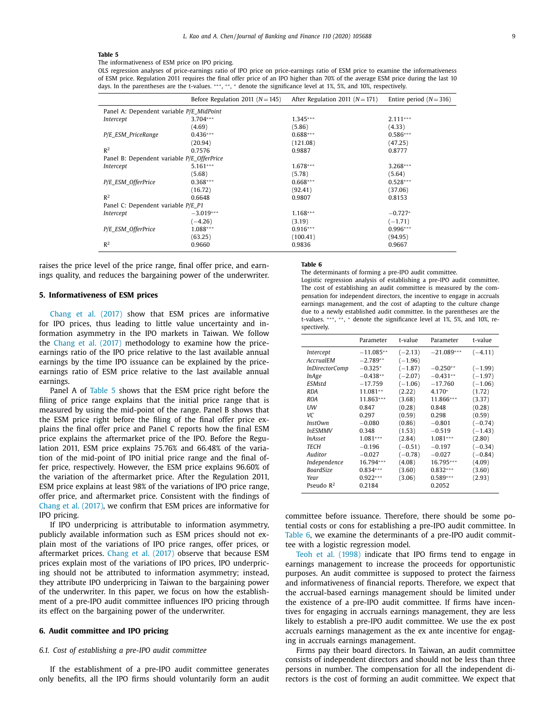**Table 5**

The informativeness of ESM price on IPO pricing.

OLS regression analyses of price-earnings ratio of IPO price on price-earnings ratio of ESM price to examine the informativeness of ESM price. Regulation 2011 requires the final offer price of an IPO higher than 70% of the average ESM price during the last 10 days. In the parentheses are the t-values. ***, **, * denote the significance level at 1%, 5%, and 10%, respectively.

| | Before Regulation 2011 (N = 145) | After Regulation 2011 (N = 171) | Entire period (N = 316) |
|---|---|---|---|
| Panel A: Dependent variable *P/E_MidPoint* | | | |
| *Intercept* | 3.704*** | 1.345*** | 2.111*** |
| | (4.69) | (5.86) | (4.33) |
| *P/E_ESM_PriceRange* | 0.436*** | 0.688*** | 0.586*** |
| | (20.94) | (121.08) | (47.25) |
| $R^2$ | 0.7576 | 0.9887 | 0.8777 |
| Panel B: Dependent variable *P/E_OfferPrice* | | | |
| *Intercept* | 5.161*** | 1.678*** | 3.268*** |
| | (5.68) | (5.78) | (5.64) |
| *P/E_ESM_OfferPrice* | 0.368*** | 0.668*** | 0.528*** |
| | (16.72) | (92.41) | (37.06) |
| $R^2$ | 0.6648 | 0.9807 | 0.8153 |
| Panel C: Dependent variable *P/E_P1* | | | |
| *Intercept* | −3.019*** | 1.168*** | −0.727* |
| | (−4.26) | (3.19) | (−1.71) |
| *P/E_ESM_OfferPrice* | 1.088*** | 0.916*** | 0.996*** |
| | (63.25) | (100.41) | (94.95) |
| $R^2$ | 0.9660 | 0.9836 | 0.9667 |

raises the price level of the price range, final offer price, and earnings quality, and reduces the bargaining power of the underwriter.

## 5. Informativeness of ESM prices

Chang et al. (2017) show that ESM prices are informative for IPO prices, thus leading to little value uncertainty and information asymmetry in the IPO markets in Taiwan. We follow the Chang et al. (2017) methodology to examine how the price-earnings ratio of the IPO price relative to the last available annual earnings by the time IPO issuance can be explained by the price-earnings ratio of ESM price relative to the last available annual earnings.

Panel A of Table 5 shows that the ESM price right before the filing of price range explains that the initial price range that is measured by using the mid-point of the range. Panel B shows that the ESM price right before the filing of the final offer price explains the final offer price and Panel C reports how the final ESM price explains the aftermarket price of the IPO. Before the Regulation 2011, ESM price explains 75.76% and 66.48% of the variation of the mid-point of IPO initial price range and the final offer price, respectively. However, the ESM price explains 96.60% of the variation of the aftermarket price. After the Regulation 2011, ESM price explains at least 98% of the variations of IPO price range, offer price, and aftermarket price. Consistent with the findings of Chang et al. (2017), we confirm that ESM prices are informative for IPO pricing.

If IPO underpricing is attributable to information asymmetry, publicly available information such as ESM prices should not explain most of the variations of IPO price ranges, offer prices, or aftermarket prices. Chang et al. (2017) observe that because ESM prices explain most of the variations of IPO prices, IPO underpricing should not be attributed to information asymmetry; instead, they attribute IPO underpricing in Taiwan to the bargaining power of the underwriter. In this paper, we focus on how the establishment of a pre-IPO audit committee influences IPO pricing through its effect on the bargaining power of the underwriter.

## 6. Audit committee and IPO pricing

### 6.1. Cost of establishing a pre-IPO audit committee

If the establishment of a pre-IPO audit committee generates only benefits, all the IPO firms should voluntarily form an audit committee before issuance. Therefore, there should be some potential costs or cons for establishing a pre-IPO audit committee. In Table 6, we examine the determinants of a pre-IPO audit committee with a logistic regression model.

**Table 6**

The determinants of forming a pre-IPO audit committee.

Logistic regression analysis of establishing a pre-IPO audit committee. The cost of establishing an audit committee is measured by the compensation for independent directors, the incentive to engage in accruals earnings management, and the cost of adapting to the culture change due to a newly established audit committee. In the parentheses are the t-values. ***, **, * denote the significance level at 1%, 5%, and 10%, respectively.

| | Parameter | t-value | Parameter | t-value |
|---|---|---|---|---|
| *Intercept* | −11.085** | (−2.13) | −21.089*** | (−4.11) |
| *AccrualEM* | −2.789** | (−1.96) | | |
| *lnDirectorComp* | −0.325* | (−1.87) | −0.250** | (−1.99) |
| *lnAge* | −0.438** | (−2.07) | −0.431** | (−1.97) |
| *ESMstd* | −17.759 | (−1.06) | −17.760 | (−1.06) |
| *RDA* | 11.081** | (2.22) | 4.170* | (1.72) |
| *ROA* | 11.863*** | (3.68) | 11.866*** | (3.37) |
| *UW* | 0.847 | (0.28) | 0.848 | (0.28) |
| *VC* | 0.297 | (0.59) | 0.298 | (0.59) |
| *InstOwn* | −0.080 | (0.86) | −0.801 | (−0.74) |
| *lnESMMV* | 0.348 | (1.53) | −0.519 | (−1.43) |
| *lnAsset* | 1.081*** | (2.84) | 1.081*** | (2.80) |
| *TECH* | −0.196 | (−0.51) | −0.197 | (−0.34) |
| *Auditor* | −0.027 | (−0.78) | −0.027 | (−0.84) |
| *Independence* | 16.794*** | (4.08) | 16.795*** | (4.09) |
| *BoardSize* | 0.834*** | (3.60) | 0.832*** | (3.60) |
| *Year* | 0.922*** | (3.06) | 0.589*** | (2.93) |
| Pseudo $R^2$ | 0.2184 | | 0.2052 | |

Teoh et al. (1998) indicate that IPO firms tend to engage in earnings management to increase the proceeds for opportunistic purposes. An audit committee is supposed to protect the fairness and informativeness of financial reports. Therefore, we expect that the accrual-based earnings management should be limited under the existence of a pre-IPO audit committee. If firms have incentives for engaging in accruals earnings management, they are less likely to establish a pre-IPO audit committee. We use the ex post accruals earnings management as the ex ante incentive for engaging in accruals earnings management.

Firms pay their board directors. In Taiwan, an audit committee consists of independent directors and should not be less than three persons in number. The compensation for all the independent directors is the cost of forming an audit committee. We expect that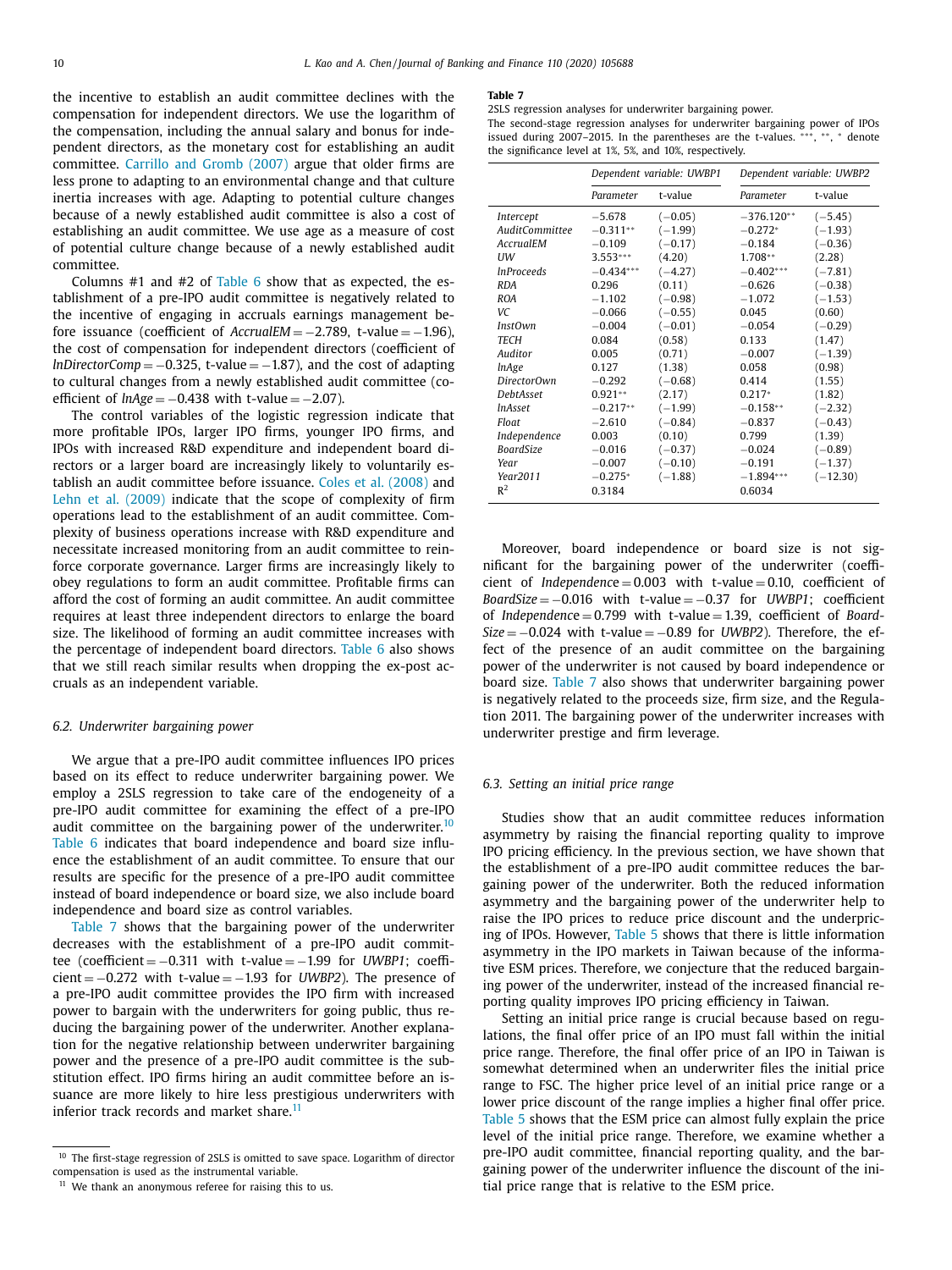the incentive to establish an audit committee declines with the compensation for independent directors. We use the logarithm of the compensation, including the annual salary and bonus for independent directors, as the monetary cost for establishing an audit committee. Carrillo and Gromb (2007) argue that older firms are less prone to adapting to an environmental change and that culture inertia increases with age. Adapting to potential culture changes because of a newly established audit committee is also a cost of establishing an audit committee. We use age as a measure of cost of potential culture change because of a newly established audit committee.

Columns #1 and #2 of Table 6 show that as expected, the establishment of a pre-IPO audit committee is negatively related to the incentive of engaging in accruals earnings management before issuance (coefficient of *AccrualEM* = −2.789, t-value = −1.96), the cost of compensation for independent directors (coefficient of *lnDirectorComp* = −0.325, t-value = −1.87), and the cost of adapting to cultural changes from a newly established audit committee (coefficient of *lnAge* = −0.438 with t-value = −2.07).

The control variables of the logistic regression indicate that more profitable IPOs, larger IPO firms, younger IPO firms, and IPOs with increased R&D expenditure and independent board directors or a larger board are increasingly likely to voluntarily establish an audit committee before issuance. Coles et al. (2008) and Lehn et al. (2009) indicate that the scope of complexity of firm operations lead to the establishment of an audit committee. Complexity of business operations increase with R&D expenditure and necessitate increased monitoring from an audit committee to reinforce corporate governance. Larger firms are increasingly likely to obey regulations to form an audit committee. Profitable firms can afford the cost of forming an audit committee. An audit committee requires at least three independent directors to enlarge the board size. The likelihood of forming an audit committee increases with the percentage of independent board directors. Table 6 also shows that we still reach similar results when dropping the ex-post accruals as an independent variable.

### 6.2. Underwriter bargaining power

We argue that a pre-IPO audit committee influences IPO prices based on its effect to reduce underwriter bargaining power. We employ a 2SLS regression to take care of the endogeneity of a pre-IPO audit committee for examining the effect of a pre-IPO audit committee on the bargaining power of the underwriter.[10] Table 6 indicates that board independence and board size influence the establishment of an audit committee. To ensure that our results are specific for the presence of a pre-IPO audit committee instead of board independence or board size, we also include board independence and board size as control variables.

Table 7 shows that the bargaining power of the underwriter decreases with the establishment of a pre-IPO audit committee (coefficient = −0.311 with t-value = −1.99 for *UWBP1*; coefficient = −0.272 with t-value = −1.93 for *UWBP2*). The presence of a pre-IPO audit committee provides the IPO firm with increased power to bargain with the underwriters for going public, thus reducing the bargaining power of the underwriter. Another explanation for the negative relationship between underwriter bargaining power and the presence of a pre-IPO audit committee is the substitution effect. IPO firms hiring an audit committee before an issuance are more likely to hire less prestigious underwriters with inferior track records and market share.[11]

[10] The first-stage regression of 2SLS is omitted to save space. Logarithm of director compensation is used as the instrumental variable.

[11] We thank an anonymous referee for raising this to us.

**Table 7**
2SLS regression analyses for underwriter bargaining power.
The second-stage regression analyses for underwriter bargaining power of IPOs issued during 2007–2015. In the parentheses are the t-values. ***, **, * denote the significance level at 1%, 5%, and 10%, respectively.

| | Dependent variable: *UWBP1* | | Dependent variable: *UWBP2* | |
|---|---|---|---|---|
| | Parameter | t-value | Parameter | t-value |
| *Intercept* | −5.678 | (−0.05) | −376.120** | (−5.45) |
| *AuditCommittee* | −0.311** | (−1.99) | −0.272* | (−1.93) |
| *AccrualEM* | −0.109 | (−0.17) | −0.184 | (−0.36) |
| *UW* | 3.553*** | (4.20) | 1.708** | (2.28) |
| *lnProceeds* | −0.434*** | (−4.27) | −0.402*** | (−7.81) |
| *RDA* | 0.296 | (0.11) | −0.626 | (−0.38) |
| *ROA* | −1.102 | (−0.98) | −1.072 | (−1.53) |
| *VC* | −0.066 | (−0.55) | 0.045 | (0.60) |
| *InstOwn* | −0.004 | (−0.01) | −0.054 | (−0.29) |
| *TECH* | 0.084 | (0.58) | 0.133 | (1.47) |
| *Auditor* | 0.005 | (0.71) | −0.007 | (−1.39) |
| *lnAge* | 0.127 | (1.38) | 0.058 | (0.98) |
| *DirectorOwn* | −0.292 | (−0.68) | 0.414 | (1.55) |
| *DebtAsset* | 0.921** | (2.17) | 0.217* | (1.82) |
| *lnAsset* | −0.217** | (−1.99) | −0.158** | (−2.32) |
| *Float* | −2.610 | (−0.84) | −0.837 | (−0.43) |
| *Independence* | 0.003 | (0.10) | 0.799 | (1.39) |
| *BoardSize* | −0.016 | (−0.37) | −0.024 | (−0.89) |
| *Year* | −0.007 | (−0.10) | −0.191 | (−1.37) |
| *Year2011* | −0.275* | (−1.88) | −1.894*** | (−12.30) |
| $R^2$ | 0.3184 | | 0.6034 | |

Moreover, board independence or board size is not significant for the bargaining power of the underwriter (coefficient of *Independence* = 0.003 with t-value = 0.10, coefficient of *BoardSize* = −0.016 with t-value = −0.37 for *UWBP1*; coefficient of *Independence* = 0.799 with t-value = 1.39, coefficient of *BoardSize* = −0.024 with t-value = −0.89 for *UWBP2*). Therefore, the effect of the presence of an audit committee on the bargaining power of the underwriter is not caused by board independence or board size. Table 7 also shows that underwriter bargaining power is negatively related to the proceeds size, firm size, and the Regulation 2011. The bargaining power of the underwriter increases with underwriter prestige and firm leverage.

### 6.3. Setting an initial price range

Studies show that an audit committee reduces information asymmetry by raising the financial reporting quality to improve IPO pricing efficiency. In the previous section, we have shown that the establishment of a pre-IPO audit committee reduces the bargaining power of the underwriter. Both the reduced information asymmetry and the bargaining power of the underwriter help to raise the IPO prices to reduce price discount and the underpricing of IPOs. However, Table 5 shows that there is little information asymmetry in the IPO markets in Taiwan because of the informative ESM prices. Therefore, we conjecture that the reduced bargaining power of the underwriter, instead of the increased financial reporting quality improves IPO pricing efficiency in Taiwan.

Setting an initial price range is crucial because based on regulations, the final offer price of an IPO must fall within the initial price range. Therefore, the final offer price of an IPO in Taiwan is somewhat determined when an underwriter files the initial price range to FSC. The higher price level of an initial price range or a lower price discount of the range implies a higher final offer price. Table 5 shows that the ESM price can almost fully explain the price level of the initial price range. Therefore, we examine whether a pre-IPO audit committee, financial reporting quality, and the bargaining power of the underwriter influence the discount of the initial price range that is relative to the ESM price.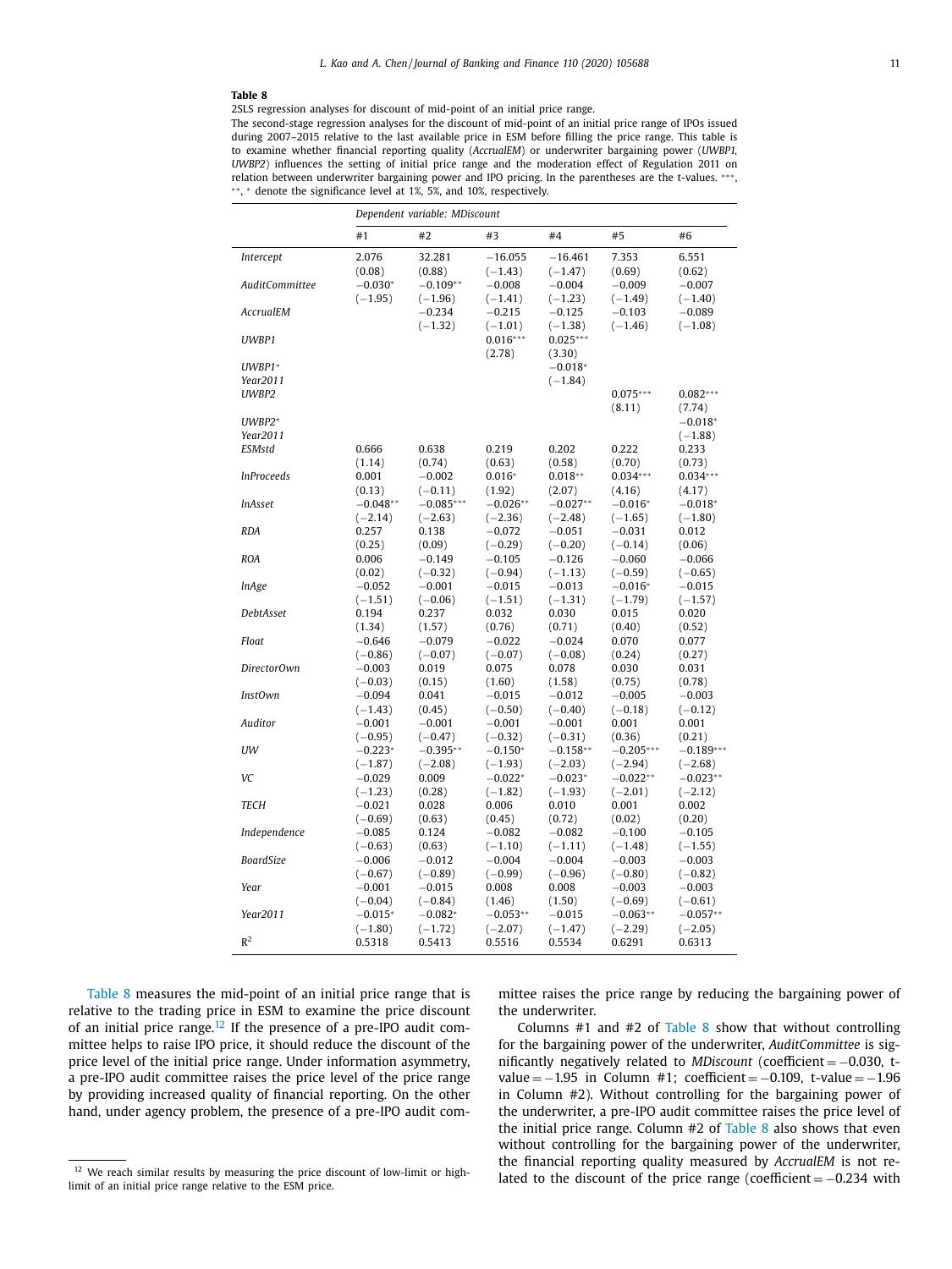**Table 8**

2SLS regression analyses for discount of mid-point of an initial price range.

The second-stage regression analyses for the discount of mid-point of an initial price range of IPOs issued during 2007–2015 relative to the last available price in ESM before filling the price range. This table is to examine whether financial reporting quality (*AccrualEM*) or underwriter bargaining power (*UWBP1*, *UWBP2*) influences the setting of initial price range and the moderation effect of Regulation 2011 on relation between underwriter bargaining power and IPO pricing. In the parentheses are the t-values. ***, **, * denote the significance level at 1%, 5%, and 10%, respectively.

| | Dependent variable: MDiscount | | | | | |
|---|---|---|---|---|---|---|
| | #1 | #2 | #3 | #4 | #5 | #6 |
| *Intercept* | 2.076 | 32.281 | −16.055 | −16.461 | 7.353 | 6.551 |
| | (0.08) | (0.88) | (−1.43) | (−1.47) | (0.69) | (0.62) |
| *AuditCommittee* | −0.030* | −0.109** | −0.008 | −0.004 | −0.009 | −0.007 |
| | (−1.95) | (−1.96) | (−1.41) | (−1.23) | (−1.49) | (−1.40) |
| *AccrualEM* | | −0.234 | −0.215 | −0.125 | −0.103 | −0.089 |
| | | (−1.32) | (−1.01) | (−1.38) | (−1.46) | (−1.08) |
| *UWBP1* | | | 0.016*** | 0.025*** | | |
| | | | (2.78) | (3.30) | | |
| *UWBP1*\* *Year2011* | | | | −0.018* | | |
| | | | | (−1.84) | | |
| *UWBP2* | | | | | 0.075*** | 0.082*** |
| | | | | | (8.11) | (7.74) |
| *UWBP2*\* *Year2011* | | | | | | −0.018* |
| | | | | | | (−1.88) |
| *ESMstd* | 0.666 | 0.638 | 0.219 | 0.202 | 0.222 | 0.233 |
| | (1.14) | (0.74) | (0.63) | (0.58) | (0.70) | (0.73) |
| *lnProceeds* | 0.001 | −0.002 | 0.016* | 0.018** | 0.034*** | 0.034*** |
| | (0.13) | (−0.11) | (1.92) | (2.07) | (4.16) | (4.17) |
| *lnAsset* | −0.048** | −0.085*** | −0.026** | −0.027** | −0.016* | −0.018* |
| | (−2.14) | (−2.63) | (−2.36) | (−2.48) | (−1.65) | (−1.80) |
| *RDA* | 0.257 | 0.138 | −0.072 | −0.051 | −0.031 | 0.012 |
| | (0.25) | (0.09) | (−0.29) | (−0.20) | (−0.14) | (0.06) |
| *ROA* | 0.006 | −0.149 | −0.105 | −0.126 | −0.060 | −0.066 |
| | (0.02) | (−0.32) | (−0.94) | (−1.13) | (−0.59) | (−0.65) |
| *lnAge* | −0.052 | −0.001 | −0.015 | −0.013 | −0.016* | −0.015 |
| | (−1.51) | (−0.06) | (−1.51) | (−1.31) | (−1.79) | (−1.57) |
| *DebtAsset* | 0.194 | 0.237 | 0.032 | 0.030 | 0.015 | 0.020 |
| | (1.34) | (1.57) | (0.76) | (0.71) | (0.40) | (0.52) |
| *Float* | −0.646 | −0.079 | −0.022 | −0.024 | 0.070 | 0.077 |
| | (−0.86) | (−0.07) | (−0.07) | (−0.08) | (0.24) | (0.27) |
| *DirectorOwn* | −0.003 | 0.019 | 0.075 | 0.078 | 0.030 | 0.031 |
| | (−0.03) | (0.15) | (1.60) | (1.58) | (0.75) | (0.78) |
| *InstOwn* | −0.094 | 0.041 | −0.015 | −0.012 | −0.005 | −0.003 |
| | (−1.43) | (0.45) | (−0.50) | (−0.40) | (−0.18) | (−0.12) |
| *Auditor* | −0.001 | −0.001 | −0.001 | −0.001 | 0.001 | 0.001 |
| | (−0.95) | (−0.47) | (−0.32) | (−0.31) | (0.36) | (0.21) |
| *UW* | −0.223* | −0.395** | −0.150* | −0.158** | −0.205*** | −0.189*** |
| | (−1.87) | (−2.08) | (−1.93) | (−2.03) | (−2.94) | (−2.68) |
| *VC* | −0.029 | 0.009 | −0.022* | −0.023* | −0.022** | −0.023** |
| | (−1.23) | (0.28) | (−1.82) | (−1.93) | (−2.01) | (−2.12) |
| *TECH* | −0.021 | 0.028 | 0.006 | 0.010 | 0.001 | 0.002 |
| | (−0.69) | (0.63) | (0.45) | (0.72) | (0.02) | (0.20) |
| *Independence* | −0.085 | 0.124 | −0.082 | −0.082 | −0.100 | −0.105 |
| | (−0.63) | (0.63) | (−1.10) | (−1.11) | (−1.48) | (−1.55) |
| *BoardSize* | −0.006 | −0.012 | −0.004 | −0.004 | −0.003 | −0.003 |
| | (−0.67) | (−0.89) | (−0.99) | (−0.96) | (−0.80) | (−0.82) |
| *Year* | −0.001 | −0.015 | 0.008 | 0.008 | −0.003 | −0.003 |
| | (−0.04) | (−0.84) | (1.46) | (1.50) | (−0.69) | (−0.61) |
| *Year2011* | −0.015* | −0.082* | −0.053** | −0.015 | −0.063** | −0.057** |
| | (−1.80) | (−1.72) | (−2.07) | (−1.47) | (−2.29) | (−2.05) |
| $R^2$ | 0.5318 | 0.5413 | 0.5516 | 0.5534 | 0.6291 | 0.6313 |

Table 8 measures the mid-point of an initial price range that is relative to the trading price in ESM to examine the price discount of an initial price range.[12] If the presence of a pre-IPO audit committee helps to raise IPO price, it should reduce the discount of the price level of the initial price range. Under information asymmetry, a pre-IPO audit committee raises the price level of the price range by providing increased quality of financial reporting. On the other hand, under agency problem, the presence of a pre-IPO audit committee raises the price range by reducing the bargaining power of the underwriter.

Columns #1 and #2 of Table 8 show that without controlling for the bargaining power of the underwriter, *AuditCommittee* is significantly negatively related to *MDiscount* (coefficient = −0.030, t-value = −1.95 in Column #1; coefficient = −0.109, t-value = −1.96 in Column #2). Without controlling for the bargaining power of the underwriter, a pre-IPO audit committee raises the price level of the initial price range. Column #2 of Table 8 also shows that even without controlling for the bargaining power of the underwriter, the financial reporting quality measured by *AccrualEM* is not related to the discount of the price range (coefficient = −0.234 with

[12] We reach similar results by measuring the price discount of low-limit or high-limit of an initial price range relative to the ESM price.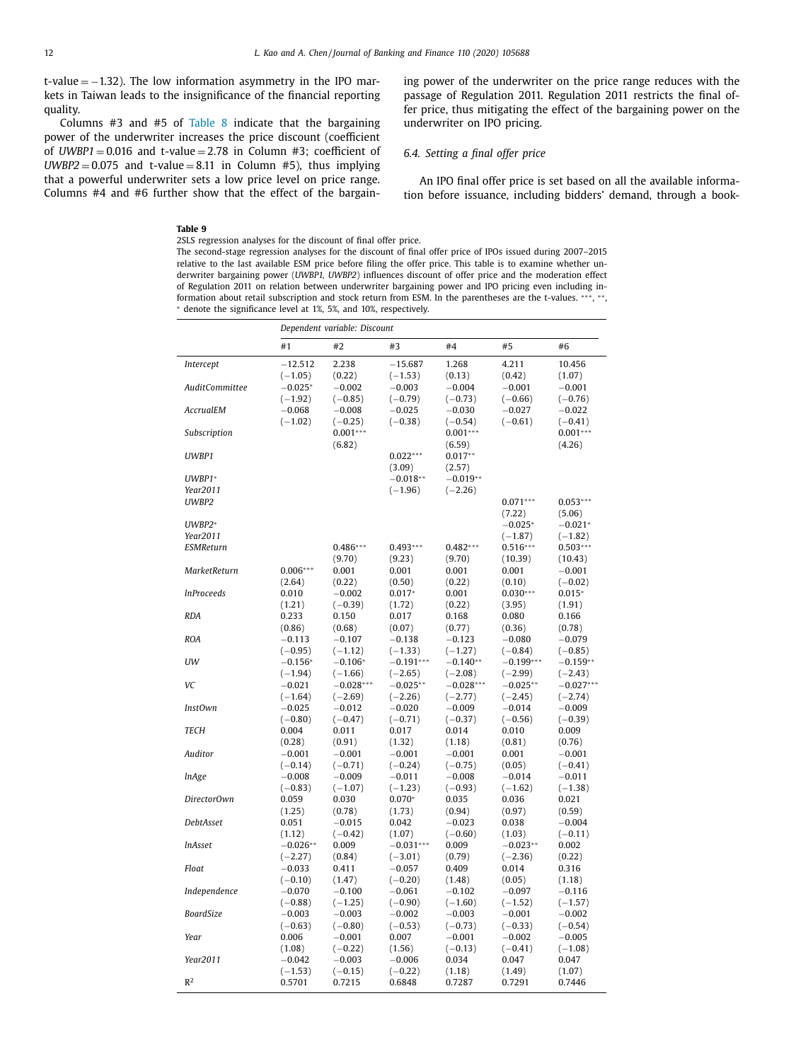t-value = −1.32). The low information asymmetry in the IPO markets in Taiwan leads to the insignificance of the financial reporting quality.

Columns #3 and #5 of Table 8 indicate that the bargaining power of the underwriter increases the price discount (coefficient of *UWBP1* = 0.016 and t-value = 2.78 in Column #3; coefficient of *UWBP2* = 0.075 and t-value = 8.11 in Column #5), thus implying that a powerful underwriter sets a low price level on price range. Columns #4 and #6 further show that the effect of the bargaining power of the underwriter on the price range reduces with the passage of Regulation 2011. Regulation 2011 restricts the final offer price, thus mitigating the effect of the bargaining power on the underwriter on IPO pricing.

### 6.4. Setting a final offer price

An IPO final offer price is set based on all the available information before issuance, including bidders' demand, through a book-

**Table 9**

2SLS regression analyses for the discount of final offer price.

The second-stage regression analyses for the discount of final offer price of IPOs issued during 2007–2015 relative to the last available ESM price before filing the offer price. This table is to examine whether underwriter bargaining power (*UWBP1*, *UWBP2*) influences discount of offer price and the moderation effect of Regulation 2011 on relation between underwriter bargaining power and IPO pricing even including information about retail subscription and stock return from ESM. In the parentheses are the t-values. ***, **, * denote the significance level at 1%, 5%, and 10%, respectively.

| | Dependent variable: Discount | | | | | |
|---|---|---|---|---|---|---|
| | #1 | #2 | #3 | #4 | #5 | #6 |
| *Intercept* | −12.512 | 2.238 | −15.687 | 1.268 | 4.211 | 10.456 |
| | (−1.05) | (0.22) | (−1.53) | (0.13) | (0.42) | (1.07) |
| *AuditCommittee* | −0.025* | −0.002 | −0.003 | −0.004 | −0.001 | −0.001 |
| | (−1.92) | (−0.85) | (−0.79) | (−0.73) | (−0.66) | (−0.76) |
| *AccrualEM* | −0.068 | −0.008 | −0.025 | −0.030 | −0.027 | −0.022 |
| | (−1.02) | (−0.25) | (−0.38) | (−0.54) | (−0.61) | (−0.41) |
| *Subscription* | | 0.001*** | | 0.001*** | | 0.001*** |
| | | (6.82) | | (6.59) | | (4.26) |
| *UWBP1* | | | 0.022*** | 0.017** | | |
| | | | (3.09) | (2.57) | | |
| *UWBP1*Year2011* | | | −0.018** | −0.019** | | |
| | | | (−1.96) | (−2.26) | | |
| *UWBP2* | | | | | 0.071*** | 0.053*** |
| | | | | | (7.22) | (5.06) |
| *UWBP2*Year2011* | | | | | −0.025* | −0.021* |
| | | | | | (−1.87) | (−1.82) |
| *ESMReturn* | | 0.486*** | 0.493*** | 0.482*** | 0.516*** | 0.503*** |
| | | (9.70) | (9.23) | (9.70) | (10.39) | (10.43) |
| *MarketReturn* | 0.006*** | 0.001 | 0.001 | 0.001 | 0.001 | −0.001 |
| | (2.64) | (0.22) | (0.50) | (0.22) | (0.10) | (−0.02) |
| *lnProceeds* | 0.010 | −0.002 | 0.017* | 0.001 | 0.030*** | 0.015* |
| | (1.21) | (−0.39) | (1.72) | (0.22) | (3.95) | (1.91) |
| *RDA* | 0.233 | 0.150 | 0.017 | 0.168 | 0.080 | 0.166 |
| | (0.86) | (0.68) | (0.07) | (0.77) | (0.36) | (0.78) |
| *ROA* | −0.113 | −0.107 | −0.138 | −0.123 | −0.080 | −0.079 |
| | (−0.95) | (−1.12) | (−1.33) | (−1.27) | (−0.84) | (−0.85) |
| *UW* | −0.156* | −0.106* | −0.191*** | −0.140** | −0.199*** | −0.159** |
| | (−1.94) | (−1.66) | (−2.65) | (−2.08) | (−2.99) | (−2.43) |
| *VC* | −0.021 | −0.028*** | −0.025** | −0.028*** | −0.025** | −0.027*** |
| | (−1.64) | (−2.69) | (−2.26) | (−2.77) | (−2.45) | (−2.74) |
| *InstOwn* | −0.025 | −0.012 | −0.020 | −0.009 | −0.014 | −0.009 |
| | (−0.80) | (−0.47) | (−0.71) | (−0.37) | (−0.56) | (−0.39) |
| *TECH* | 0.004 | 0.011 | 0.017 | 0.014 | 0.010 | 0.009 |
| | (0.28) | (0.91) | (1.32) | (1.18) | (0.81) | (0.76) |
| *Auditor* | −0.001 | −0.001 | −0.001 | −0.001 | 0.001 | −0.001 |
| | (−0.14) | (−0.71) | (−0.24) | (−0.75) | (0.05) | (−0.41) |
| *lnAge* | −0.008 | −0.009 | −0.011 | −0.008 | −0.014 | −0.011 |
| | (−0.83) | (−1.07) | (−1.23) | (−0.93) | (−1.62) | (−1.38) |
| *DirectorOwn* | 0.059 | 0.030 | 0.070* | 0.035 | 0.036 | 0.021 |
| | (1.25) | (0.78) | (1.73) | (0.94) | (0.97) | (0.59) |
| *DebtAsset* | 0.051 | −0.015 | 0.042 | −0.023 | 0.038 | −0.004 |
| | (1.12) | (−0.42) | (1.07) | (−0.60) | (1.03) | (−0.11) |
| *lnAsset* | −0.026** | 0.009 | −0.031*** | 0.009 | −0.023** | 0.002 |
| | (−2.27) | (0.84) | (−3.01) | (0.79) | (−2.36) | (0.22) |
| *Float* | −0.033 | 0.411 | −0.057 | 0.409 | 0.014 | 0.316 |
| | (−0.10) | (1.47) | (−0.20) | (1.48) | (0.05) | (1.18) |
| *Independence* | −0.070 | −0.100 | −0.061 | −0.102 | −0.097 | −0.116 |
| | (−0.88) | (−1.25) | (−0.90) | (−1.60) | (−1.52) | (−1.57) |
| *BoardSize* | −0.003 | −0.003 | −0.002 | −0.003 | −0.001 | −0.002 |
| | (−0.63) | (−0.80) | (−0.53) | (−0.73) | (−0.33) | (−0.54) |
| *Year* | 0.006 | −0.001 | 0.007 | −0.001 | −0.002 | −0.005 |
| | (1.08) | (−0.22) | (1.56) | (−0.13) | (−0.41) | (−1.08) |
| *Year2011* | −0.042 | −0.003 | −0.006 | 0.034 | 0.047 | 0.047 |
| | (−1.53) | (−0.15) | (−0.22) | (1.18) | (1.49) | (1.07) |
| $R^2$ | 0.5701 | 0.7215 | 0.6848 | 0.7287 | 0.7291 | 0.7446 |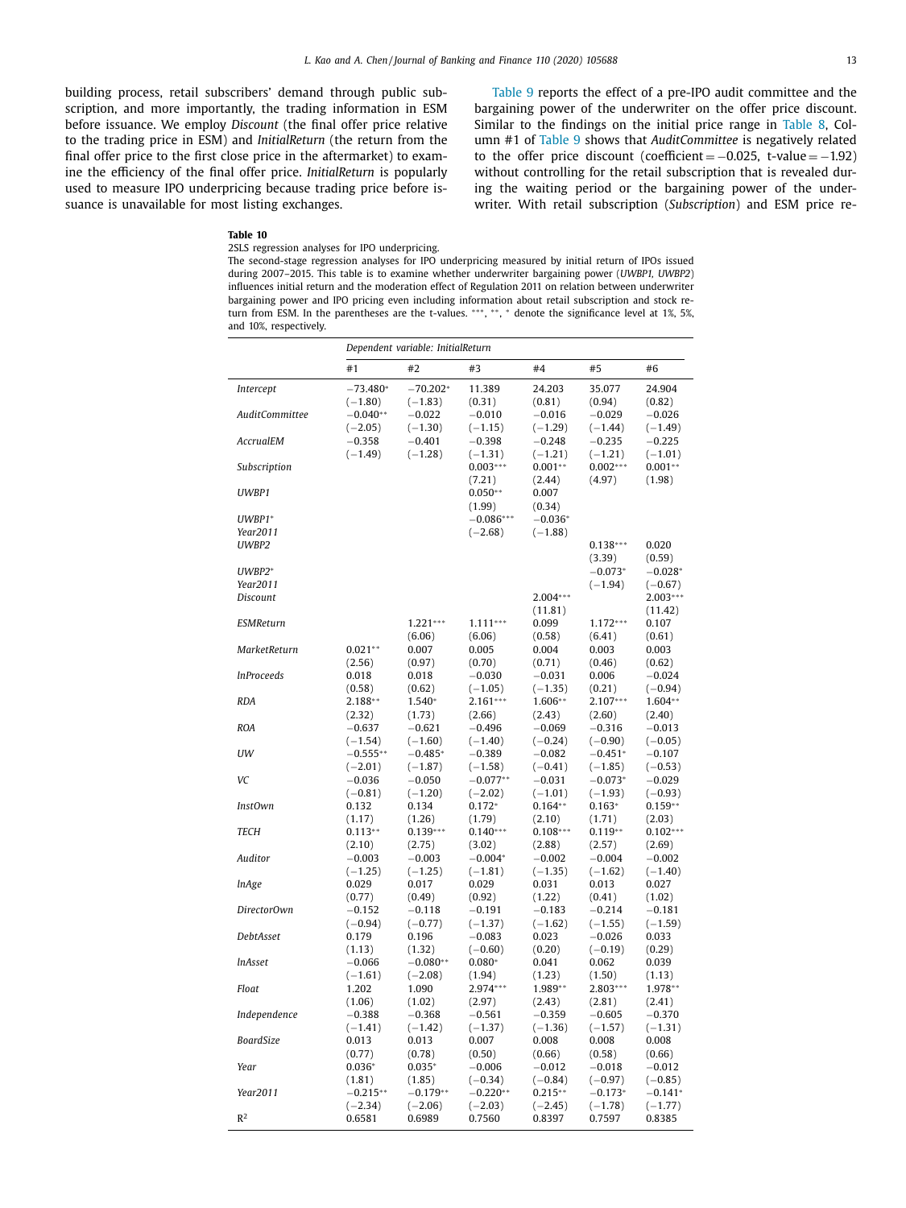building process, retail subscribers' demand through public subscription, and more importantly, the trading information in ESM before issuance. We employ *Discount* (the final offer price relative to the trading price in ESM) and *InitialReturn* (the return from the final offer price to the first close price in the aftermarket) to examine the efficiency of the final offer price. *InitialReturn* is popularly used to measure IPO underpricing because trading price before issuance is unavailable for most listing exchanges.

Table 9 reports the effect of a pre-IPO audit committee and the bargaining power of the underwriter on the offer price discount. Similar to the findings on the initial price range in Table 8, Column #1 of Table 9 shows that *AuditCommittee* is negatively related to the offer price discount (coefficient = −0.025, t-value = −1.92) without controlling for the retail subscription that is revealed during the waiting period or the bargaining power of the underwriter. With retail subscription (*Subscription*) and ESM price re-

**Table 10**

2SLS regression analyses for IPO underpricing.

The second-stage regression analyses for IPO underpricing measured by initial return of IPOs issued during 2007–2015. This table is to examine whether underwriter bargaining power (*UWBP1, UWBP2*) influences initial return and the moderation effect of Regulation 2011 on relation between underwriter bargaining power and IPO pricing even including information about retail subscription and stock return from ESM. In the parentheses are the t-values. ***, **, * denote the significance level at 1%, 5%, and 10%, respectively.

| | Dependent variable: *InitialReturn* | | | | | |
|---|---|---|---|---|---|---|
| | #1 | #2 | #3 | #4 | #5 | #6 |
| *Intercept* | −73.480* | −70.202* | 11.389 | 24.203 | 35.077 | 24.904 |
| | (−1.80) | (−1.83) | (0.31) | (0.81) | (0.94) | (0.82) |
| *AuditCommittee* | −0.040** | −0.022 | −0.010 | −0.016 | −0.029 | −0.026 |
| | (−2.05) | (−1.30) | (−1.15) | (−1.29) | (−1.44) | (−1.49) |
| *AccrualEM* | −0.358 | −0.401 | −0.398 | −0.248 | −0.235 | −0.225 |
| | (−1.49) | (−1.28) | (−1.31) | (−1.21) | (−1.21) | (−1.01) |
| *Subscription* | | | 0.003*** | 0.001** | 0.002*** | 0.001** |
| | | | (7.21) | (2.44) | (4.97) | (1.98) |
| *UWBP1* | | | 0.050** | 0.007 | | |
| | | | (1.99) | (0.34) | | |
| *UWBP1* Year2011* | | | −0.086*** | −0.036* | | |
| | | | (−2.68) | (−1.88) | | |
| *UWBP2* | | | | | 0.138*** | 0.020 |
| | | | | | (3.39) | (0.59) |
| *UWBP2* Year2011* | | | | | −0.073* | −0.028* |
| | | | | | (−1.94) | (−0.67) |
| *Discount* | | | | 2.004*** | | 2.003*** |
| | | | | (11.81) | | (11.42) |
| *ESMReturn* | | 1.221*** | 1.111*** | 0.099 | 1.172*** | 0.107 |
| | | (6.06) | (6.06) | (0.58) | (6.41) | (0.61) |
| *MarketReturn* | 0.021** | 0.007 | 0.005 | 0.004 | 0.003 | 0.003 |
| | (2.56) | (0.97) | (0.70) | (0.71) | (0.46) | (0.62) |
| *lnProceeds* | 0.018 | 0.018 | −0.030 | −0.031 | 0.006 | −0.024 |
| | (0.58) | (0.62) | (−1.05) | (−1.35) | (0.21) | (−0.94) |
| *RDA* | 2.188** | 1.540* | 2.161*** | 1.606** | 2.107*** | 1.604** |
| | (2.32) | (1.73) | (2.66) | (2.43) | (2.60) | (2.40) |
| *ROA* | −0.637 | −0.621 | −0.496 | −0.069 | −0.316 | −0.013 |
| | (−1.54) | (−1.60) | (−1.40) | (−0.24) | (−0.90) | (−0.05) |
| *UW* | −0.555** | −0.485* | −0.389 | −0.082 | −0.451* | −0.107 |
| | (−2.01) | (−1.87) | (−1.58) | (−0.41) | (−1.85) | (−0.53) |
| *VC* | −0.036 | −0.050 | −0.077** | −0.031 | −0.073* | −0.029 |
| | (−0.81) | (−1.20) | (−2.02) | (−1.01) | (−1.93) | (−0.93) |
| *InstOwn* | 0.132 | 0.134 | 0.172* | 0.164** | 0.163* | 0.159** |
| | (1.17) | (1.26) | (1.79) | (2.10) | (1.71) | (2.03) |
| *TECH* | 0.113** | 0.139*** | 0.140*** | 0.108*** | 0.119** | 0.102*** |
| | (2.10) | (2.75) | (3.02) | (2.88) | (2.57) | (2.69) |
| *Auditor* | −0.003 | −0.003 | −0.004* | −0.002 | −0.004 | −0.002 |
| | (−1.25) | (−1.25) | (−1.81) | (−1.35) | (−1.62) | (−1.40) |
| *lnAge* | 0.029 | 0.017 | 0.029 | 0.031 | 0.013 | 0.027 |
| | (0.77) | (0.49) | (0.92) | (1.22) | (0.41) | (1.02) |
| *DirectorOwn* | −0.152 | −0.118 | −0.191 | −0.183 | −0.214 | −0.181 |
| | (−0.94) | (−0.77) | (−1.37) | (−1.62) | (−1.55) | (−1.59) |
| *DebtAsset* | 0.179 | 0.196 | −0.083 | 0.023 | −0.026 | 0.033 |
| | (1.13) | (1.32) | (−0.60) | (0.20) | (−0.19) | (0.29) |
| *lnAsset* | −0.066 | −0.080** | 0.080* | 0.041 | 0.062 | 0.039 |
| | (−1.61) | (−2.08) | (1.94) | (1.23) | (1.50) | (1.13) |
| *Float* | 1.202 | 1.090 | 2.974*** | 1.989** | 2.803*** | 1.978** |
| | (1.06) | (1.02) | (2.97) | (2.43) | (2.81) | (2.41) |
| *Independence* | −0.388 | −0.368 | −0.561 | −0.359 | −0.605 | −0.370 |
| | (−1.41) | (−1.42) | (−1.37) | (−1.36) | (−1.57) | (−1.31) |
| *BoardSize* | 0.013 | 0.013 | 0.007 | 0.008 | 0.008 | 0.008 |
| | (0.77) | (0.78) | (0.50) | (0.66) | (0.58) | (0.66) |
| *Year* | 0.036* | 0.035* | −0.006 | −0.012 | −0.018 | −0.012 |
| | (1.81) | (1.85) | (−0.34) | (−0.84) | (−0.97) | (−0.85) |
| *Year2011* | −0.215** | −0.179** | −0.220** | 0.215** | −0.173* | −0.141* |
| | (−2.34) | (−2.06) | (−2.03) | (−2.45) | (−1.78) | (−1.77) |
| $R^2$ | 0.6581 | 0.6989 | 0.7560 | 0.8397 | 0.7597 | 0.8385 |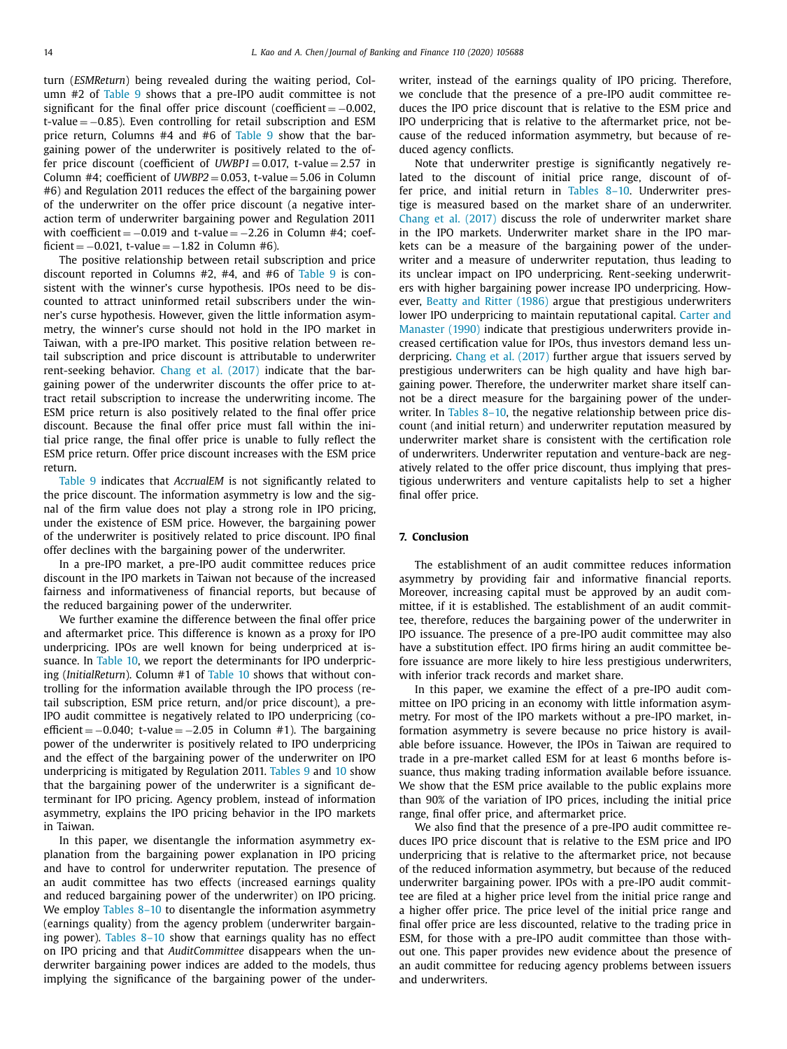turn (*ESMReturn*) being revealed during the waiting period, Column #2 of Table 9 shows that a pre-IPO audit committee is not significant for the final offer price discount (coefficient = −0.002, t-value = −0.85). Even controlling for retail subscription and ESM price return, Columns #4 and #6 of Table 9 show that the bargaining power of the underwriter is positively related to the offer price discount (coefficient of *UWBP1* = 0.017, t-value = 2.57 in Column #4; coefficient of *UWBP2* = 0.053, t-value = 5.06 in Column #6) and Regulation 2011 reduces the effect of the bargaining power of the underwriter on the offer price discount (a negative interaction term of underwriter bargaining power and Regulation 2011 with coefficient = −0.019 and t-value = −2.26 in Column #4; coefficient = −0.021, t-value = −1.82 in Column #6).

The positive relationship between retail subscription and price discount reported in Columns #2, #4, and #6 of Table 9 is consistent with the winner's curse hypothesis. IPOs need to be discounted to attract uninformed retail subscribers under the winner's curse hypothesis. However, given the little information asymmetry, the winner's curse should not hold in the IPO market in Taiwan, with a pre-IPO market. This positive relation between retail subscription and price discount is attributable to underwriter rent-seeking behavior. Chang et al. (2017) indicate that the bargaining power of the underwriter discounts the offer price to attract retail subscription to increase the underwriting income. The ESM price return is also positively related to the final offer price discount. Because the final offer price must fall within the initial price range, the final offer price is unable to fully reflect the ESM price return. Offer price discount increases with the ESM price return.

Table 9 indicates that *AccrualEM* is not significantly related to the price discount. The information asymmetry is low and the signal of the firm value does not play a strong role in IPO pricing, under the existence of ESM price. However, the bargaining power of the underwriter is positively related to price discount. IPO final offer declines with the bargaining power of the underwriter.

In a pre-IPO market, a pre-IPO audit committee reduces price discount in the IPO markets in Taiwan not because of the increased fairness and informativeness of financial reports, but because of the reduced bargaining power of the underwriter.

We further examine the difference between the final offer price and aftermarket price. This difference is known as a proxy for IPO underpricing. IPOs are well known for being underpriced at issuance. In Table 10, we report the determinants for IPO underpricing (*InitialReturn*). Column #1 of Table 10 shows that without controlling for the information available through the IPO process (retail subscription, ESM price return, and/or price discount), a pre-IPO audit committee is negatively related to IPO underpricing (coefficient = −0.040; t-value = −2.05 in Column #1). The bargaining power of the underwriter is positively related to IPO underpricing and the effect of the bargaining power of the underwriter on IPO underpricing is mitigated by Regulation 2011. Tables 9 and 10 show that the bargaining power of the underwriter is a significant determinant for IPO pricing. Agency problem, instead of information asymmetry, explains the IPO pricing behavior in the IPO markets in Taiwan.

In this paper, we disentangle the information asymmetry explanation from the bargaining power explanation in IPO pricing and have to control for underwriter reputation. The presence of an audit committee has two effects (increased earnings quality and reduced bargaining power of the underwriter) on IPO pricing. We employ Tables 8–10 to disentangle the information asymmetry (earnings quality) from the agency problem (underwriter bargaining power). Tables 8–10 show that earnings quality has no effect on IPO pricing and that *AuditCommittee* disappears when the underwriter bargaining power indices are added to the models, thus implying the significance of the bargaining power of the underwriter, instead of the earnings quality of IPO pricing. Therefore, we conclude that the presence of a pre-IPO audit committee reduces the IPO price discount that is relative to the ESM price and IPO underpricing that is relative to the aftermarket price, not because of the reduced information asymmetry, but because of reduced agency conflicts.

Note that underwriter prestige is significantly negatively related to the discount of initial price range, discount of offer price, and initial return in Tables 8–10. Underwriter prestige is measured based on the market share of an underwriter. Chang et al. (2017) discuss the role of underwriter market share in the IPO markets. Underwriter market share in the IPO markets can be a measure of the bargaining power of the underwriter and a measure of underwriter reputation, thus leading to its unclear impact on IPO underpricing. Rent-seeking underwriters with higher bargaining power increase IPO underpricing. However, Beatty and Ritter (1986) argue that prestigious underwriters lower IPO underpricing to maintain reputational capital. Carter and Manaster (1990) indicate that prestigious underwriters provide increased certification value for IPOs, thus investors demand less underpricing. Chang et al. (2017) further argue that issuers served by prestigious underwriters can be high quality and have high bargaining power. Therefore, the underwriter market share itself cannot be a direct measure for the bargaining power of the underwriter. In Tables 8–10, the negative relationship between price discount (and initial return) and underwriter reputation measured by underwriter market share is consistent with the certification role of underwriters. Underwriter reputation and venture-back are negatively related to the offer price discount, thus implying that prestigious underwriters and venture capitalists help to set a higher final offer price.

## 7. Conclusion

The establishment of an audit committee reduces information asymmetry by providing fair and informative financial reports. Moreover, increasing capital must be approved by an audit committee, if it is established. The establishment of an audit committee, therefore, reduces the bargaining power of the underwriter in IPO issuance. The presence of a pre-IPO audit committee may also have a substitution effect. IPO firms hiring an audit committee before issuance are more likely to hire less prestigious underwriters, with inferior track records and market share.

In this paper, we examine the effect of a pre-IPO audit committee on IPO pricing in an economy with little information asymmetry. For most of the IPO markets without a pre-IPO market, information asymmetry is severe because no price history is available before issuance. However, the IPOs in Taiwan are required to trade in a pre-market called ESM for at least 6 months before issuance, thus making trading information available before issuance. We show that the ESM price available to the public explains more than 90% of the variation of IPO prices, including the initial price range, final offer price, and aftermarket price.

We also find that the presence of a pre-IPO audit committee reduces IPO price discount that is relative to the ESM price and IPO underpricing that is relative to the aftermarket price, not because of the reduced information asymmetry, but because of the reduced underwriter bargaining power. IPOs with a pre-IPO audit committee are filed at a higher price level from the initial price range and a higher offer price. The price level of the initial price range and final offer price are less discounted, relative to the trading price in ESM, for those with a pre-IPO audit committee than those without one. This paper provides new evidence about the presence of an audit committee for reducing agency problems between issuers and underwriters.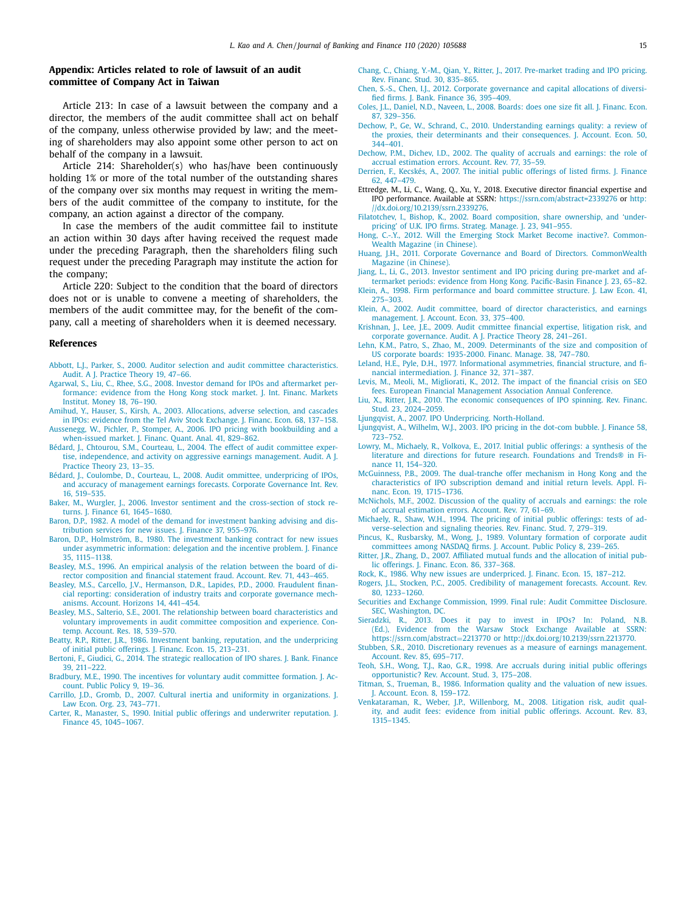## Appendix: Articles related to role of lawsuit of an audit committee of Company Act in Taiwan

Article 213: In case of a lawsuit between the company and a director, the members of the audit committee shall act on behalf of the company, unless otherwise provided by law; and the meeting of shareholders may also appoint some other person to act on behalf of the company in a lawsuit.

Article 214: Shareholder(s) who has/have been continuously holding 1% or more of the total number of the outstanding shares of the company over six months may request in writing the members of the audit committee of the company to institute, for the company, an action against a director of the company.

In case the members of the audit committee fail to institute an action within 30 days after having received the request made under the preceding Paragraph, then the shareholders filing such request under the preceding Paragraph may institute the action for the company;

Article 220: Subject to the condition that the board of directors does not or is unable to convene a meeting of shareholders, the members of the audit committee may, for the benefit of the company, call a meeting of shareholders when it is deemed necessary.

## References

Abbott, L.J., Parker, S., 2000. Auditor selection and audit committee characteristics. Audit. A J. Practice Theory 19, 47–66.

Agarwal, S., Liu, C., Rhee, S.G., 2008. Investor demand for IPOs and aftermarket performance: evidence from the Hong Kong stock market. J. Int. Financ. Markets Institut. Money 18, 76–190.

Amihud, Y., Hauser, S., Kirsh, A., 2003. Allocations, adverse selection, and cascades in IPOs: evidence from the Tel Aviv Stock Exchange. J. Financ. Econ. 68, 137–158.

Aussenegg, W., Pichler, P., Stomper, A., 2006. IPO pricing with bookbuilding and a when-issued market. J. Financ. Quant. Anal. 41, 829–862.

Bédard, J., Chtourou, S.M., Courteau, L., 2004. The effect of audit committee expertise, independence, and activity on aggressive earnings management. Audit. A J. Practice Theory 23, 13–35.

Bédard, J., Coulombe, D., Courteau, L., 2008. Audit ommittee, underpricing of IPOs, and accuracy of management earnings forecasts. Corporate Governance Int. Rev. 16, 519–535.

Baker, M., Wurgler, J., 2006. Investor sentiment and the cross-section of stock returns. J. Finance 61, 1645–1680.

Baron, D.P., 1982. A model of the demand for investment banking advising and distribution services for new issues. J. Finance 37, 955–976.

Baron, D.P., Holmström, B., 1980. The investment banking contract for new issues under asymmetric information: delegation and the incentive problem. J. Finance 35, 1115–1138.

Beasley, M.S., 1996. An empirical analysis of the relation between the board of director composition and financial statement fraud. Account. Rev. 71, 443–465.

Beasley, M.S., Carcello, J.V., Hermanson, D.R., Lapides, P.D., 2000. Fraudulent financial reporting: consideration of industry traits and corporate governance mechanisms. Account. Horizons 14, 441–454.

Beasley, M.S., Salterio, S.E., 2001. The relationship between board characteristics and voluntary improvements in audit committee composition and experience. Contemp. Account. Res. 18, 539–570.

Beatty, R.P., Ritter, J.R., 1986. Investment banking, reputation, and the underpricing of initial public offerings. J. Financ. Econ. 15, 213–231.

Bertoni, F., Giudici, G., 2014. The strategic reallocation of IPO shares. J. Bank. Finance 39, 211–222.

Bradbury, M.E., 1990. The incentives for voluntary audit committee formation. J. Account. Public Policy 9, 19–36.

Carrillo, J.D., Gromb, D., 2007. Cultural inertia and uniformity in organizations. J. Law Econ. Org. 23, 743–771.

Carter, R., Manaster, S., 1990. Initial public offerings and underwriter reputation. J. Finance 45, 1045–1067.

Chang, C., Chiang, Y.-M., Qian, Y., Ritter, J., 2017. Pre-market trading and IPO pricing. Rev. Financ. Stud. 30, 835–865.

Chen, S.-S., Chen, I.J., 2012. Corporate governance and capital allocations of diversified firms. J. Bank. Finance 36, 395–409.

Coles, J.L., Daniel, N.D., Naveen, L., 2008. Boards: does one size fit all. J. Financ. Econ. 87, 329–356.

Dechow, P., Ge, W., Schrand, C., 2010. Understanding earnings quality: a review of the proxies, their determinants and their consequences. J. Account. Econ. 50, 344–401.

Dechow, P.M., Dichev, I.D., 2002. The quality of accruals and earnings: the role of accrual estimation errors. Account. Rev. 77, 35–59.

Derrien, F., Kecskés, A., 2007. The initial public offerings of listed firms. J. Finance 62, 447–479.

Ettredge, M., Li, C., Wang, Q., Xu, Y., 2018. Executive director financial expertise and IPO performance. Available at SSRN: https://ssrn.com/abstract=2339276 or http://dx.doi.org/10.2139/ssrn.2339276.

Filatotchev, I., Bishop, K., 2002. Board composition, share ownership, and 'underpricing' of U.K. IPO firms. Strateg. Manage. J. 23, 941–955.

Hong, C.-Y., 2012. Will the Emerging Stock Market Become inactive?. CommonWealth Magazine (in Chinese).

Huang, J.H., 2011. Corporate Governance and Board of Directors. CommonWealth Magazine (in Chinese).

Jiang, L., Li, G., 2013. Investor sentiment and IPO pricing during pre-market and aftermarket periods: evidence from Hong Kong. Pacific-Basin Finance J. 23, 65–82.

Klein, A., 1998. Firm performance and board committee structure. J. Law Econ. 41, 275–303.

Klein, A., 2002. Audit committee, board of director characteristics, and earnings management. J. Account. Econ. 33, 375–400.

Krishnan, J., Lee, J.E., 2009. Audit cmmittee financial expertise, litigation risk, and corporate governance. Audit. A J. Practice Theory 28, 241–261.

Lehn, K.M., Patro, S., Zhao, M., 2009. Determinants of the size and composition of US corporate boards: 1935-2000. Financ. Manage. 38, 747–780.

Leland, H.E., Pyle, D.H., 1977. Informational asymmetries, financial structure, and financial intermediation. J. Finance 32, 371–387.

Levis, M., Meoli, M., Migliorati, K., 2012. The impact of the financial crisis on SEO fees. European Financial Management Association Annual Conference.

Liu, X., Ritter, J.R., 2010. The economic consequences of IPO spinning. Rev. Financ. Stud. 23, 2024–2059.

Ljungqvist, A., 2007. IPO Underpricing. North-Holland.

Ljungqvist, A., Wilhelm, W.J., 2003. IPO pricing in the dot-com bubble. J. Finance 58, 723–752.

Lowry, M., Michaely, R., Volkova, E., 2017. Initial public offerings: a synthesis of the literature and directions for future research. Foundations and Trends® in Finance 11, 154–320.

McGuinness, P.B., 2009. The dual-tranche offer mechanism in Hong Kong and the characteristics of IPO subscription demand and initial return levels. Appl. Financ. Econ. 19, 1715–1736.

McNichols, M.F., 2002. Discussion of the quality of accruals and earnings: the role of accrual estimation errors. Account. Rev. 77, 61–69.

Michaely, R., Shaw, W.H., 1994. The pricing of initial public offerings: tests of adverse-selection and signaling theories. Rev. Financ. Stud. 7, 279–319.

Pincus, K., Rusbarsky, M., Wong, J., 1989. Voluntary formation of corporate audit committees among NASDAQ firms. J. Account. Public Policy 8, 239–265.

Ritter, J.R., Zhang, D., 2007. Affiliated mutual funds and the allocation of initial public offerings. J. Financ. Econ. 86, 337–368.

Rock, K., 1986. Why new issues are underpriced. J. Financ. Econ. 15, 187–212.

Rogers, J.L., Stocken, P.C., 2005. Credibility of management forecasts. Account. Rev. 80, 1233–1260.

Securities and Exchange Commission, 1999. Final rule: Audit Committee Disclosure. SEC, Washington, DC.

Sieradzki, R., 2013. Does it pay to invest in IPOs? In: Poland, N.B. (Ed.), Evidence from the Warsaw Stock Exchange Available at SSRN: https://ssrn.com/abstract=2213770 or http://dx.doi.org/10.2139/ssrn.2213770.

Stubben, S.R., 2010. Discretionary revenues as a measure of earnings management. Account. Rev. 85, 695–717.

Teoh, S.H., Wong, T.J., Rao, G.R., 1998. Are accruals during initial public offerings opportunistic? Rev. Account. Stud. 3, 175–208.

Titman, S., Trueman, B., 1986. Information quality and the valuation of new issues. J. Account. Econ. 8, 159–172.

Venkataraman, R., Weber, J.P., Willenborg, M., 2008. Litigation risk, audit quality, and audit fees: evidence from initial public offerings. Account. Rev. 83, 1315–1345.